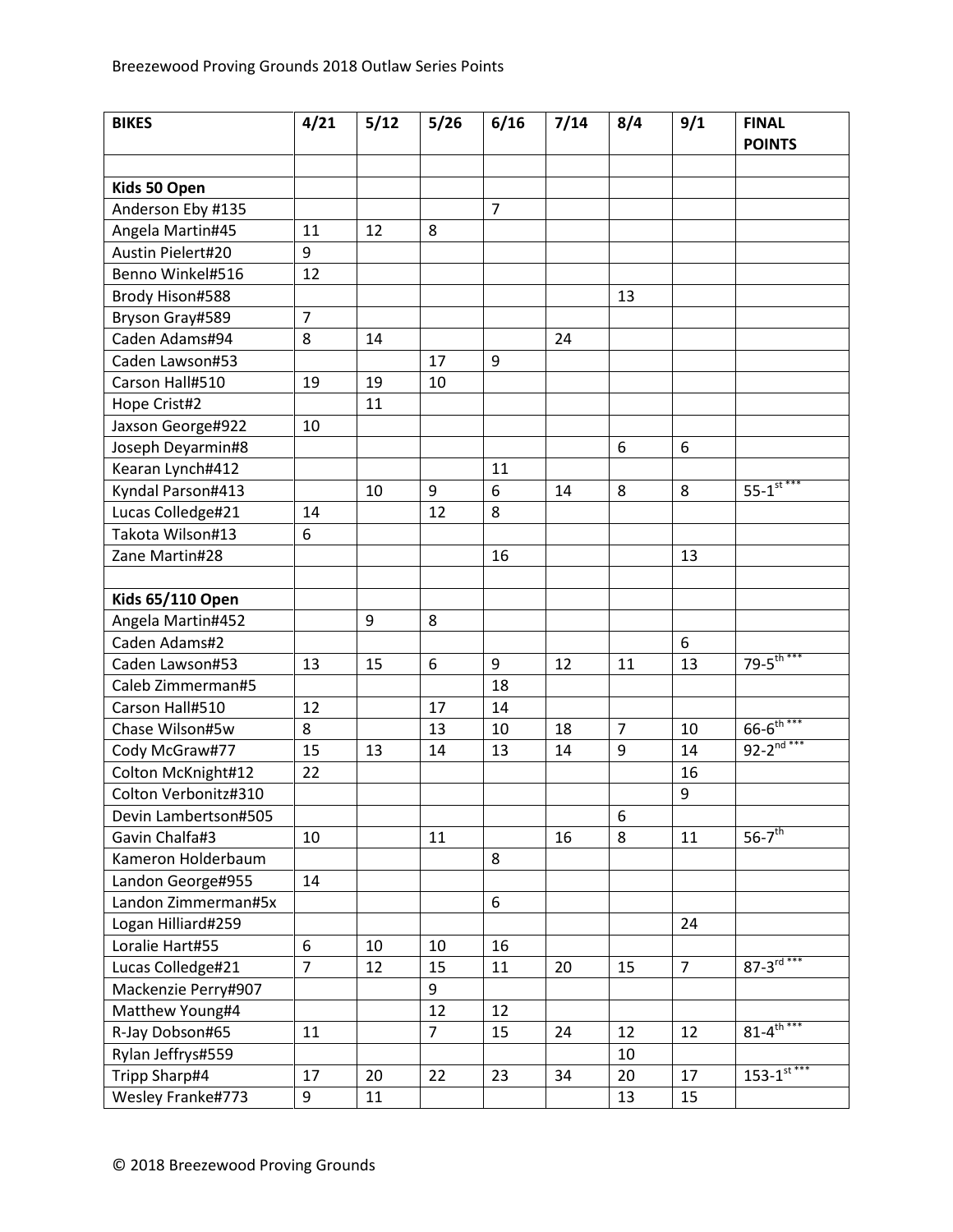Breezewood Proving Grounds 2018 Outlaw Series Points

| BIKES | 4/21 | 5/12 | 5/26 | 6/16 | 7/14 | 8/4 | 9/1 | FINAL POINTS |
|---|---|---|---|---|---|---|---|---|
| | | | | | | | | |
| **Kids 50 Open** | | | | | | | | |
| Anderson Eby #135 | | | | 7 | | | | |
| Angela Martin#45 | 11 | 12 | 8 | | | | | |
| Austin Pielert#20 | 9 | | | | | | | |
| Benno Winkel#516 | 12 | | | | | | | |
| Brody Hison#588 | | | | | | 13 | | |
| Bryson Gray#589 | 7 | | | | | | | |
| Caden Adams#94 | 8 | 14 | | | 24 | | | |
| Caden Lawson#53 | | | 17 | 9 | | | | |
| Carson Hall#510 | 19 | 19 | 10 | | | | | |
| Hope Crist#2 | | 11 | | | | | | |
| Jaxson George#922 | 10 | | | | | | | |
| Joseph Deyarmin#8 | | | | | | 6 | 6 | |
| Kearan Lynch#412 | | | | 11 | | | | |
| Kyndal Parson#413 | | 10 | 9 | 6 | 14 | 8 | 8 | 55-1st *** |
| Lucas Colledge#21 | 14 | | 12 | 8 | | | | |
| Takota Wilson#13 | 6 | | | | | | | |
| Zane Martin#28 | | | | 16 | | | 13 | |
| | | | | | | | | |
| **Kids 65/110 Open** | | | | | | | | |
| Angela Martin#452 | | 9 | 8 | | | | | |
| Caden Adams#2 | | | | | | | 6 | |
| Caden Lawson#53 | 13 | 15 | 6 | 9 | 12 | 11 | 13 | 79-5th *** |
| Caleb Zimmerman#5 | | | | 18 | | | | |
| Carson Hall#510 | 12 | | 17 | 14 | | | | |
| Chase Wilson#5w | 8 | | 13 | 10 | 18 | 7 | 10 | 66-6th *** |
| Cody McGraw#77 | 15 | 13 | 14 | 13 | 14 | 9 | 14 | 92-2nd *** |
| Colton McKnight#12 | 22 | | | | | | 16 | |
| Colton Verbonitz#310 | | | | | | | 9 | |
| Devin Lambertson#505 | | | | | | 6 | | |
| Gavin Chalfa#3 | 10 | | 11 | | 16 | 8 | 11 | 56-7th |
| Kameron Holderbaum | | | | 8 | | | | |
| Landon George#955 | 14 | | | | | | | |
| Landon Zimmerman#5x | | | | 6 | | | | |
| Logan Hilliard#259 | | | | | | | 24 | |
| Loralie Hart#55 | 6 | 10 | 10 | 16 | | | | |
| Lucas Colledge#21 | 7 | 12 | 15 | 11 | 20 | 15 | 7 | 87-3rd *** |
| Mackenzie Perry#907 | | | 9 | | | | | |
| Matthew Young#4 | | | 12 | 12 | | | | |
| R-Jay Dobson#65 | 11 | | 7 | 15 | 24 | 12 | 12 | 81-4th *** |
| Rylan Jeffrys#559 | | | | | | 10 | | |
| Tripp Sharp#4 | 17 | 20 | 22 | 23 | 34 | 20 | 17 | 153-1st *** |
| Wesley Franke#773 | 9 | 11 | | | | 13 | 15 | |

© 2018 Breezewood Proving Grounds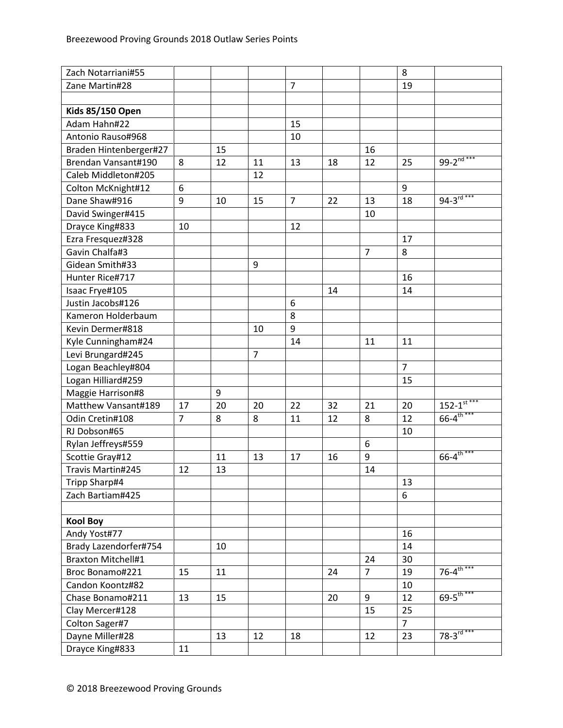| | | | | | | | | |
|---|---|---|---|---|---|---|---|---|
| Zach Notarriani#55 | | | | | | | 8 | |
| Zane Martin#28 | | | | 7 | | | 19 | |
| | | | | | | | | |
| **Kids 85/150 Open** | | | | | | | | |
| Adam Hahn#22 | | | | 15 | | | | |
| Antonio Rauso#968 | | | | 10 | | | | |
| Braden Hintenberger#27 | | 15 | | | | 16 | | |
| Brendan Vansant#190 | 8 | 12 | 11 | 13 | 18 | 12 | 25 | 99-2nd *** |
| Caleb Middleton#205 | | | 12 | | | | | |
| Colton McKnight#12 | 6 | | | | | | 9 | |
| Dane Shaw#916 | 9 | 10 | 15 | 7 | 22 | 13 | 18 | 94-3rd *** |
| David Swinger#415 | | | | | | 10 | | |
| Drayce King#833 | 10 | | | 12 | | | | |
| Ezra Fresquez#328 | | | | | | | 17 | |
| Gavin Chalfa#3 | | | | | | 7 | 8 | |
| Gidean Smith#33 | | | 9 | | | | | |
| Hunter Rice#717 | | | | | | | 16 | |
| Isaac Frye#105 | | | | | 14 | | 14 | |
| Justin Jacobs#126 | | | | 6 | | | | |
| Kameron Holderbaum | | | | 8 | | | | |
| Kevin Dermer#818 | | | 10 | 9 | | | | |
| Kyle Cunningham#24 | | | | 14 | | 11 | 11 | |
| Levi Brungard#245 | | | 7 | | | | | |
| Logan Beachley#804 | | | | | | | 7 | |
| Logan Hilliard#259 | | | | | | | 15 | |
| Maggie Harrison#8 | | 9 | | | | | | |
| Matthew Vansant#189 | 17 | 20 | 20 | 22 | 32 | 21 | 20 | 152-1st *** |
| Odin Cretin#108 | 7 | 8 | 8 | 11 | 12 | 8 | 12 | 66-4th *** |
| RJ Dobson#65 | | | | | | | 10 | |
| Rylan Jeffreys#559 | | | | | | 6 | | |
| Scottie Gray#12 | | 11 | 13 | 17 | 16 | 9 | | 66-4th *** |
| Travis Martin#245 | 12 | 13 | | | | 14 | | |
| Tripp Sharp#4 | | | | | | | 13 | |
| Zach Bartiam#425 | | | | | | | 6 | |
| | | | | | | | | |
| **Kool Boy** | | | | | | | | |
| Andy Yost#77 | | | | | | | 16 | |
| Brady Lazendorfer#754 | | 10 | | | | | 14 | |
| Braxton Mitchell#1 | | | | | | 24 | 30 | |
| Broc Bonamo#221 | 15 | 11 | | | 24 | 7 | 19 | 76-4th *** |
| Candon Koontz#82 | | | | | | | 10 | |
| Chase Bonamo#211 | 13 | 15 | | | 20 | 9 | 12 | 69-5th *** |
| Clay Mercer#128 | | | | | | 15 | 25 | |
| Colton Sager#7 | | | | | | | 7 | |
| Dayne Miller#28 | | 13 | 12 | 18 | | 12 | 23 | 78-3rd *** |
| Drayce King#833 | 11 | | | | | | | |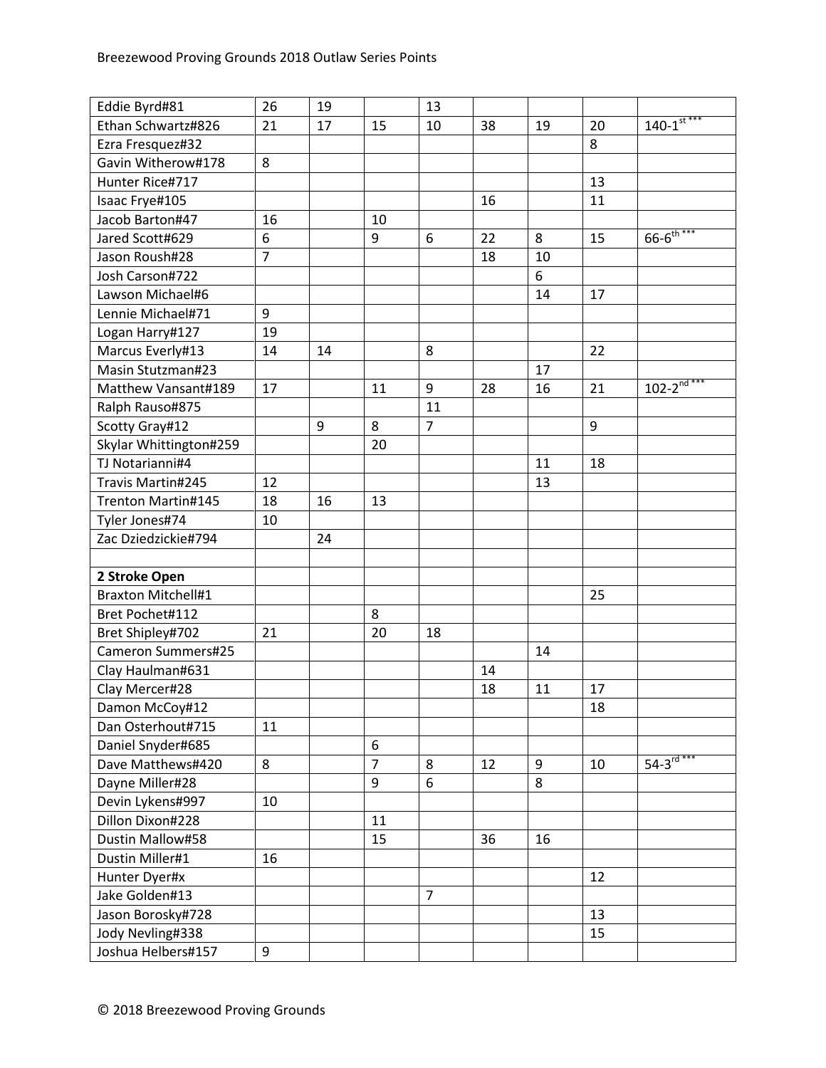| | | | | | | | | |
|---|---|---|---|---|---|---|---|---|
| Eddie Byrd#81 | 26 | 19 | | 13 | | | | |
| Ethan Schwartz#826 | 21 | 17 | 15 | 10 | 38 | 19 | 20 | 140-1st *** |
| Ezra Fresquez#32 | | | | | | | 8 | |
| Gavin Witherow#178 | 8 | | | | | | | |
| Hunter Rice#717 | | | | | | | 13 | |
| Isaac Frye#105 | | | | | 16 | | 11 | |
| Jacob Barton#47 | 16 | | 10 | | | | | |
| Jared Scott#629 | 6 | | 9 | 6 | 22 | 8 | 15 | 66-6th *** |
| Jason Roush#28 | 7 | | | | 18 | 10 | | |
| Josh Carson#722 | | | | | | 6 | | |
| Lawson Michael#6 | | | | | | 14 | 17 | |
| Lennie Michael#71 | 9 | | | | | | | |
| Logan Harry#127 | 19 | | | | | | | |
| Marcus Everly#13 | 14 | 14 | | 8 | | | 22 | |
| Masin Stutzman#23 | | | | | | 17 | | |
| Matthew Vansant#189 | 17 | | 11 | 9 | 28 | 16 | 21 | 102-2nd *** |
| Ralph Rauso#875 | | | | 11 | | | | |
| Scotty Gray#12 | | 9 | 8 | 7 | | | 9 | |
| Skylar Whittington#259 | | | 20 | | | | | |
| TJ Notarianni#4 | | | | | | 11 | 18 | |
| Travis Martin#245 | 12 | | | | | 13 | | |
| Trenton Martin#145 | 18 | 16 | 13 | | | | | |
| Tyler Jones#74 | 10 | | | | | | | |
| Zac Dziedzickie#794 | | 24 | | | | | | |
| | | | | | | | | |
| **2 Stroke Open** | | | | | | | | |
| Braxton Mitchell#1 | | | | | | | 25 | |
| Bret Pochet#112 | | | 8 | | | | | |
| Bret Shipley#702 | 21 | | 20 | 18 | | | | |
| Cameron Summers#25 | | | | | | 14 | | |
| Clay Haulman#631 | | | | | 14 | | | |
| Clay Mercer#28 | | | | | 18 | 11 | 17 | |
| Damon McCoy#12 | | | | | | | 18 | |
| Dan Osterhout#715 | 11 | | | | | | | |
| Daniel Snyder#685 | | | 6 | | | | | |
| Dave Matthews#420 | 8 | | 7 | 8 | 12 | 9 | 10 | 54-3rd *** |
| Dayne Miller#28 | | | 9 | 6 | | 8 | | |
| Devin Lykens#997 | 10 | | | | | | | |
| Dillon Dixon#228 | | | 11 | | | | | |
| Dustin Mallow#58 | | | 15 | | 36 | 16 | | |
| Dustin Miller#1 | 16 | | | | | | | |
| Hunter Dyer#x | | | | | | | 12 | |
| Jake Golden#13 | | | | 7 | | | | |
| Jason Borosky#728 | | | | | | | 13 | |
| Jody Nevling#338 | | | | | | | 15 | |
| Joshua Helbers#157 | 9 | | | | | | | |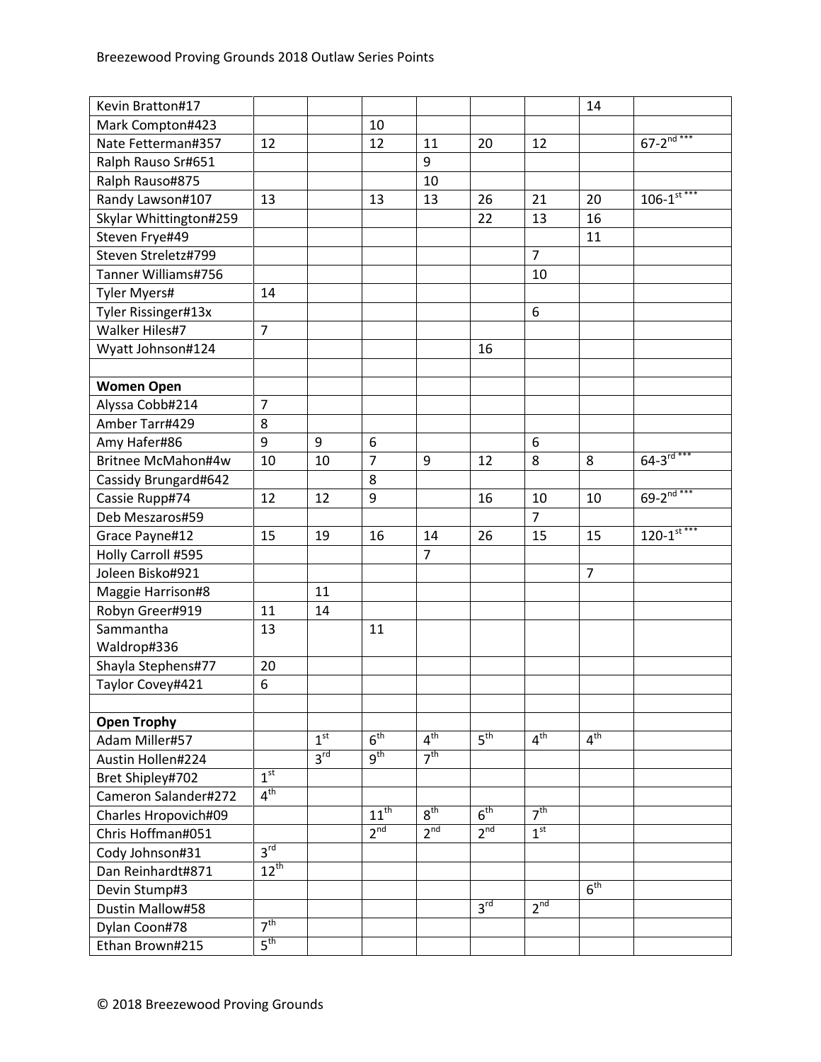| | | | | | | | | |
|---|---|---|---|---|---|---|---|---|
| Kevin Bratton#17 | | | | | | | 14 | |
| Mark Compton#423 | | | 10 | | | | | |
| Nate Fetterman#357 | 12 | | 12 | 11 | 20 | 12 | | 67-2nd *** |
| Ralph Rauso Sr#651 | | | | 9 | | | | |
| Ralph Rauso#875 | | | | 10 | | | | |
| Randy Lawson#107 | 13 | | 13 | 13 | 26 | 21 | 20 | 106-1st *** |
| Skylar Whittington#259 | | | | | 22 | 13 | 16 | |
| Steven Frye#49 | | | | | | | 11 | |
| Steven Streletz#799 | | | | | | 7 | | |
| Tanner Williams#756 | | | | | | 10 | | |
| Tyler Myers# | 14 | | | | | | | |
| Tyler Rissinger#13x | | | | | | 6 | | |
| Walker Hiles#7 | 7 | | | | | | | |
| Wyatt Johnson#124 | | | | | 16 | | | |
| | | | | | | | | |
| **Women Open** | | | | | | | | |
| Alyssa Cobb#214 | 7 | | | | | | | |
| Amber Tarr#429 | 8 | | | | | | | |
| Amy Hafer#86 | 9 | 9 | 6 | | | 6 | | |
| Britnee McMahon#4w | 10 | 10 | 7 | 9 | 12 | 8 | 8 | 64-3rd *** |
| Cassidy Brungard#642 | | | 8 | | | | | |
| Cassie Rupp#74 | 12 | 12 | 9 | | 16 | 10 | 10 | 69-2nd *** |
| Deb Meszaros#59 | | | | | | 7 | | |
| Grace Payne#12 | 15 | 19 | 16 | 14 | 26 | 15 | 15 | 120-1st *** |
| Holly Carroll #595 | | | | 7 | | | | |
| Joleen Bisko#921 | | | | | | | 7 | |
| Maggie Harrison#8 | | 11 | | | | | | |
| Robyn Greer#919 | 11 | 14 | | | | | | |
| Sammantha Waldrop#336 | 13 | | 11 | | | | | |
| Shayla Stephens#77 | 20 | | | | | | | |
| Taylor Covey#421 | 6 | | | | | | | |
| | | | | | | | | |
| **Open Trophy** | | | | | | | | |
| Adam Miller#57 | | 1st | 6th | 4th | 5th | 4th | 4th | |
| Austin Hollen#224 | | 3rd | 9th | 7th | | | | |
| Bret Shipley#702 | 1st | | | | | | | |
| Cameron Salander#272 | 4th | | | | | | | |
| Charles Hropovich#09 | | | 11th | 8th | 6th | 7th | | |
| Chris Hoffman#051 | | | 2nd | 2nd | 2nd | 1st | | |
| Cody Johnson#31 | 3rd | | | | | | | |
| Dan Reinhardt#871 | 12th | | | | | | | |
| Devin Stump#3 | | | | | | | 6th | |
| Dustin Mallow#58 | | | | | 3rd | 2nd | | |
| Dylan Coon#78 | 7th | | | | | | | |
| Ethan Brown#215 | 5th | | | | | | | |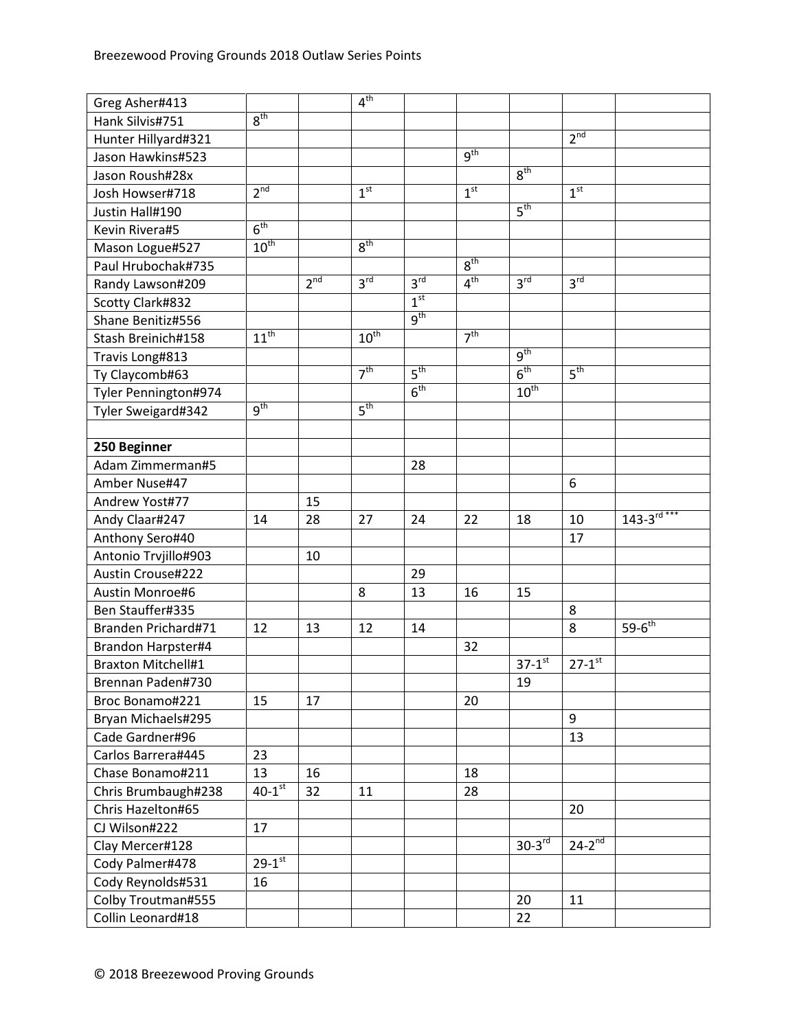| | | | | | | | | |
|---|---|---|---|---|---|---|---|---|
| Greg Asher#413 | | | 4th | | | | | |
| Hank Silvis#751 | 8th | | | | | | | |
| Hunter Hillyard#321 | | | | | | | 2nd | |
| Jason Hawkins#523 | | | | | 9th | | | |
| Jason Roush#28x | | | | | | 8th | | |
| Josh Howser#718 | 2nd | | 1st | | 1st | | 1st | |
| Justin Hall#190 | | | | | | 5th | | |
| Kevin Rivera#5 | 6th | | | | | | | |
| Mason Logue#527 | 10th | | 8th | | | | | |
| Paul Hrubochak#735 | | | | | 8th | | | |
| Randy Lawson#209 | | 2nd | 3rd | 3rd | 4th | 3rd | 3rd | |
| Scotty Clark#832 | | | | 1st | | | | |
| Shane Benitiz#556 | | | | 9th | | | | |
| Stash Breinich#158 | 11th | | 10th | | 7th | | | |
| Travis Long#813 | | | | | | 9th | | |
| Ty Claycomb#63 | | | 7th | 5th | | 6th | 5th | |
| Tyler Pennington#974 | | | | 6th | | 10th | | |
| Tyler Sweigard#342 | 9th | | 5th | | | | | |
| | | | | | | | | |
| **250 Beginner** | | | | | | | | |
| Adam Zimmerman#5 | | | | 28 | | | | |
| Amber Nuse#47 | | | | | | | 6 | |
| Andrew Yost#77 | | 15 | | | | | | |
| Andy Claar#247 | 14 | 28 | 27 | 24 | 22 | 18 | 10 | 143-3rd *** |
| Anthony Sero#40 | | | | | | | 17 | |
| Antonio Trvjillo#903 | | 10 | | | | | | |
| Austin Crouse#222 | | | | 29 | | | | |
| Austin Monroe#6 | | | 8 | 13 | 16 | 15 | | |
| Ben Stauffer#335 | | | | | | | 8 | |
| Branden Prichard#71 | 12 | 13 | 12 | 14 | | | 8 | 59-6th |
| Brandon Harpster#4 | | | | | 32 | | | |
| Braxton Mitchell#1 | | | | | | 37-1st | 27-1st | |
| Brennan Paden#730 | | | | | | 19 | | |
| Broc Bonamo#221 | 15 | 17 | | | 20 | | | |
| Bryan Michaels#295 | | | | | | | 9 | |
| Cade Gardner#96 | | | | | | | 13 | |
| Carlos Barrera#445 | 23 | | | | | | | |
| Chase Bonamo#211 | 13 | 16 | | | 18 | | | |
| Chris Brumbaugh#238 | 40-1st | 32 | 11 | | 28 | | | |
| Chris Hazelton#65 | | | | | | | 20 | |
| CJ Wilson#222 | 17 | | | | | | | |
| Clay Mercer#128 | | | | | | 30-3rd | 24-2nd | |
| Cody Palmer#478 | 29-1st | | | | | | | |
| Cody Reynolds#531 | 16 | | | | | | | |
| Colby Troutman#555 | | | | | | 20 | 11 | |
| Collin Leonard#18 | | | | | | 22 | | |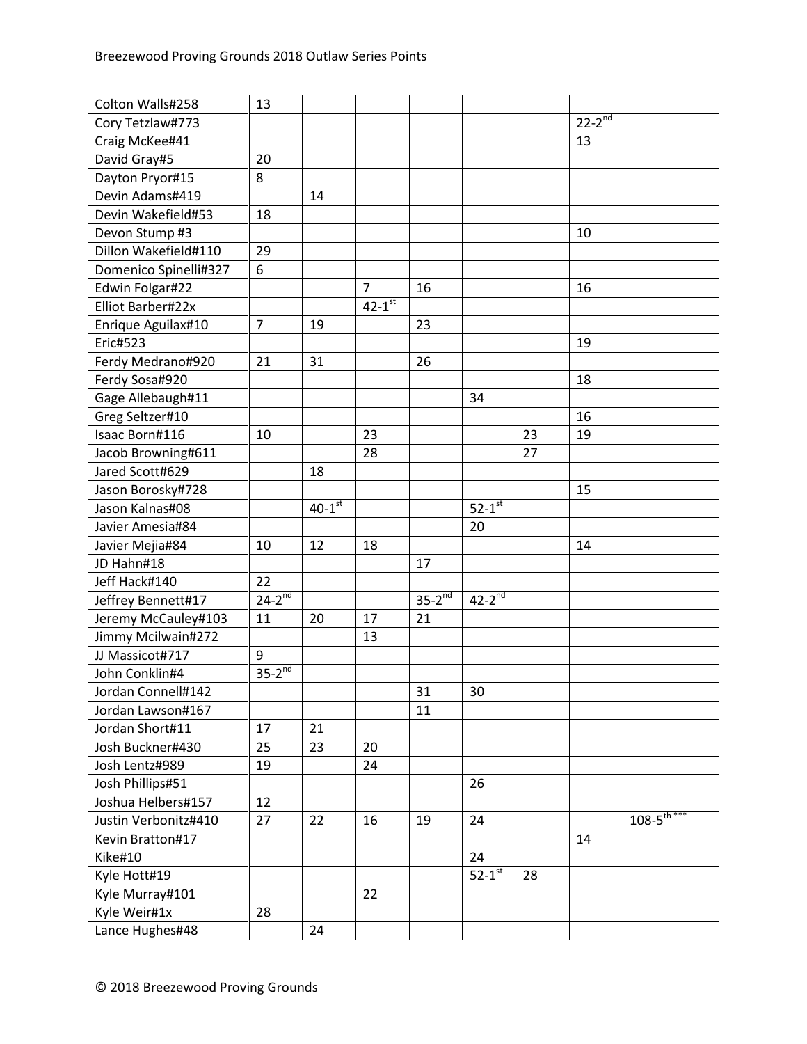| | | | | | | | | |
|---|---|---|---|---|---|---|---|---|
| Colton Walls#258 | 13 | | | | | | | |
| Cory Tetzlaw#773 | | | | | | | 22-2nd | |
| Craig McKee#41 | | | | | | | 13 | |
| David Gray#5 | 20 | | | | | | | |
| Dayton Pryor#15 | 8 | | | | | | | |
| Devin Adams#419 | | 14 | | | | | | |
| Devin Wakefield#53 | 18 | | | | | | | |
| Devon Stump #3 | | | | | | | 10 | |
| Dillon Wakefield#110 | 29 | | | | | | | |
| Domenico Spinelli#327 | 6 | | | | | | | |
| Edwin Folgar#22 | | | 7 | 16 | | | 16 | |
| Elliot Barber#22x | | | 42-1st | | | | | |
| Enrique Aguilax#10 | 7 | 19 | | 23 | | | | |
| Eric#523 | | | | | | | 19 | |
| Ferdy Medrano#920 | 21 | 31 | | 26 | | | | |
| Ferdy Sosa#920 | | | | | | | 18 | |
| Gage Allebaugh#11 | | | | | 34 | | | |
| Greg Seltzer#10 | | | | | | | 16 | |
| Isaac Born#116 | 10 | | 23 | | | 23 | 19 | |
| Jacob Browning#611 | | | 28 | | | 27 | | |
| Jared Scott#629 | | 18 | | | | | | |
| Jason Borosky#728 | | | | | | | 15 | |
| Jason Kalnas#08 | | 40-1st | | | 52-1st | | | |
| Javier Amesia#84 | | | | | 20 | | | |
| Javier Mejia#84 | 10 | 12 | 18 | | | | 14 | |
| JD Hahn#18 | | | | 17 | | | | |
| Jeff Hack#140 | 22 | | | | | | | |
| Jeffrey Bennett#17 | 24-2nd | | | 35-2nd | 42-2nd | | | |
| Jeremy McCauley#103 | 11 | 20 | 17 | 21 | | | | |
| Jimmy Mcilwain#272 | | | 13 | | | | | |
| JJ Massicot#717 | 9 | | | | | | | |
| John Conklin#4 | 35-2nd | | | | | | | |
| Jordan Connell#142 | | | | 31 | 30 | | | |
| Jordan Lawson#167 | | | | 11 | | | | |
| Jordan Short#11 | 17 | 21 | | | | | | |
| Josh Buckner#430 | 25 | 23 | 20 | | | | | |
| Josh Lentz#989 | 19 | | 24 | | | | | |
| Josh Phillips#51 | | | | | 26 | | | |
| Joshua Helbers#157 | 12 | | | | | | | |
| Justin Verbonitz#410 | 27 | 22 | 16 | 19 | 24 | | | 108-5th *** |
| Kevin Bratton#17 | | | | | | | 14 | |
| Kike#10 | | | | | 24 | | | |
| Kyle Hott#19 | | | | | 52-1st | 28 | | |
| Kyle Murray#101 | | | 22 | | | | | |
| Kyle Weir#1x | 28 | | | | | | | |
| Lance Hughes#48 | | 24 | | | | | | |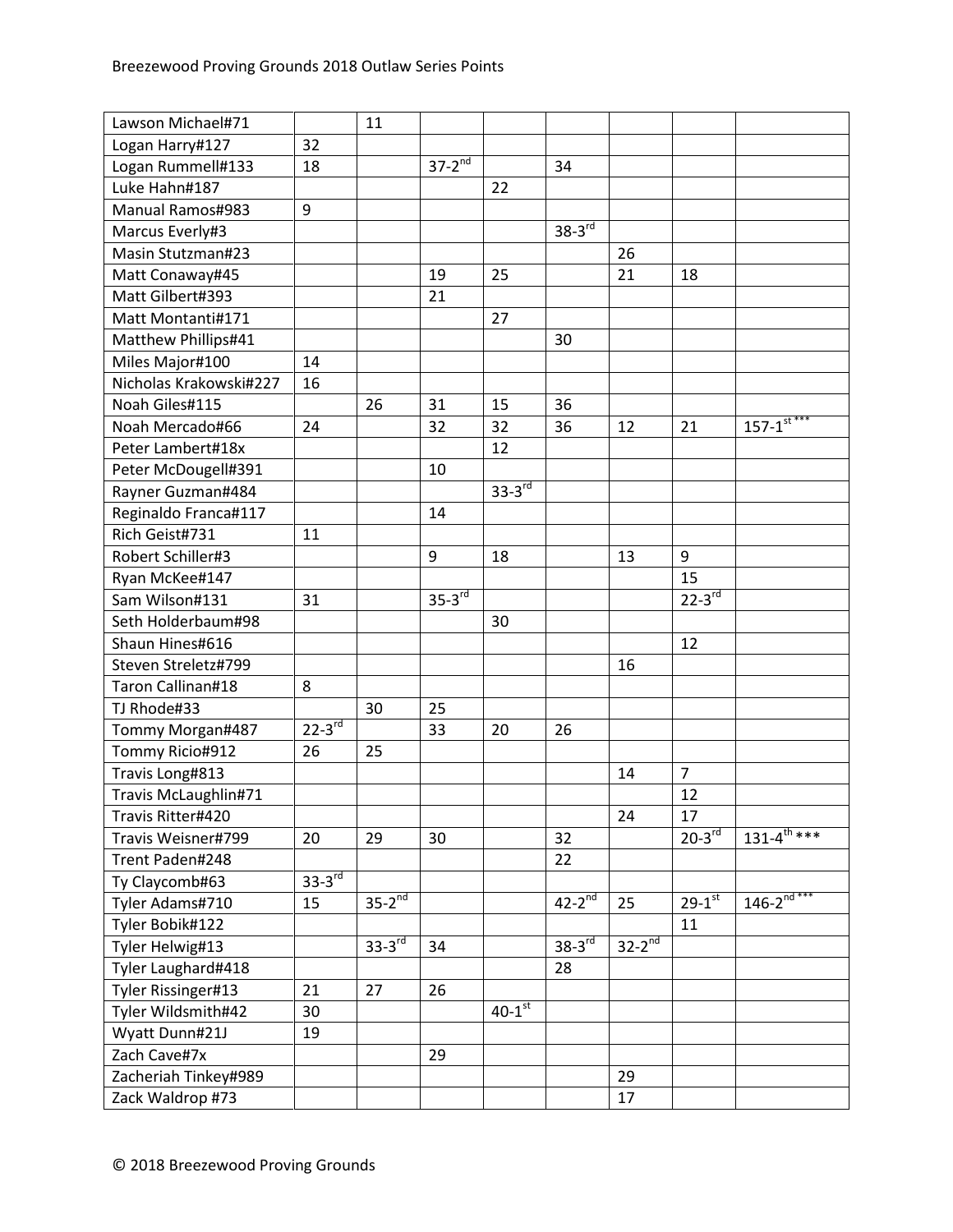| | | | | | | | | |
|---|---|---|---|---|---|---|---|---|
| Lawson Michael#71 | | 11 | | | | | | |
| Logan Harry#127 | 32 | | | | | | | |
| Logan Rummell#133 | 18 | | 37-2nd | | 34 | | | |
| Luke Hahn#187 | | | | 22 | | | | |
| Manual Ramos#983 | 9 | | | | | | | |
| Marcus Everly#3 | | | | | 38-3rd | | | |
| Masin Stutzman#23 | | | | | | 26 | | |
| Matt Conaway#45 | | | 19 | 25 | | 21 | 18 | |
| Matt Gilbert#393 | | | 21 | | | | | |
| Matt Montanti#171 | | | | 27 | | | | |
| Matthew Phillips#41 | | | | | 30 | | | |
| Miles Major#100 | 14 | | | | | | | |
| Nicholas Krakowski#227 | 16 | | | | | | | |
| Noah Giles#115 | | 26 | 31 | 15 | 36 | | | |
| Noah Mercado#66 | 24 | | 32 | 32 | 36 | 12 | 21 | 157-1st *** |
| Peter Lambert#18x | | | | 12 | | | | |
| Peter McDougell#391 | | | 10 | | | | | |
| Rayner Guzman#484 | | | | 33-3rd | | | | |
| Reginaldo Franca#117 | | | 14 | | | | | |
| Rich Geist#731 | 11 | | | | | | | |
| Robert Schiller#3 | | | 9 | 18 | | 13 | 9 | |
| Ryan McKee#147 | | | | | | | 15 | |
| Sam Wilson#131 | 31 | | 35-3rd | | | | 22-3rd | |
| Seth Holderbaum#98 | | | | 30 | | | | |
| Shaun Hines#616 | | | | | | | 12 | |
| Steven Streletz#799 | | | | | | 16 | | |
| Taron Callinan#18 | 8 | | | | | | | |
| TJ Rhode#33 | | 30 | 25 | | | | | |
| Tommy Morgan#487 | 22-3rd | | 33 | 20 | 26 | | | |
| Tommy Ricio#912 | 26 | 25 | | | | | | |
| Travis Long#813 | | | | | | 14 | 7 | |
| Travis McLaughlin#71 | | | | | | | 12 | |
| Travis Ritter#420 | | | | | | 24 | 17 | |
| Travis Weisner#799 | 20 | 29 | 30 | | 32 | | 20-3rd | 131-4th *** |
| Trent Paden#248 | | | | | 22 | | | |
| Ty Claycomb#63 | 33-3rd | | | | | | | |
| Tyler Adams#710 | 15 | 35-2nd | | | 42-2nd | 25 | 29-1st | 146-2nd *** |
| Tyler Bobik#122 | | | | | | | 11 | |
| Tyler Helwig#13 | | 33-3rd | 34 | | 38-3rd | 32-2nd | | |
| Tyler Laughard#418 | | | | | 28 | | | |
| Tyler Rissinger#13 | 21 | 27 | 26 | | | | | |
| Tyler Wildsmith#42 | 30 | | | 40-1st | | | | |
| Wyatt Dunn#21J | 19 | | | | | | | |
| Zach Cave#7x | | | 29 | | | | | |
| Zacheriah Tinkey#989 | | | | | | 29 | | |
| Zack Waldrop #73 | | | | | | 17 | | |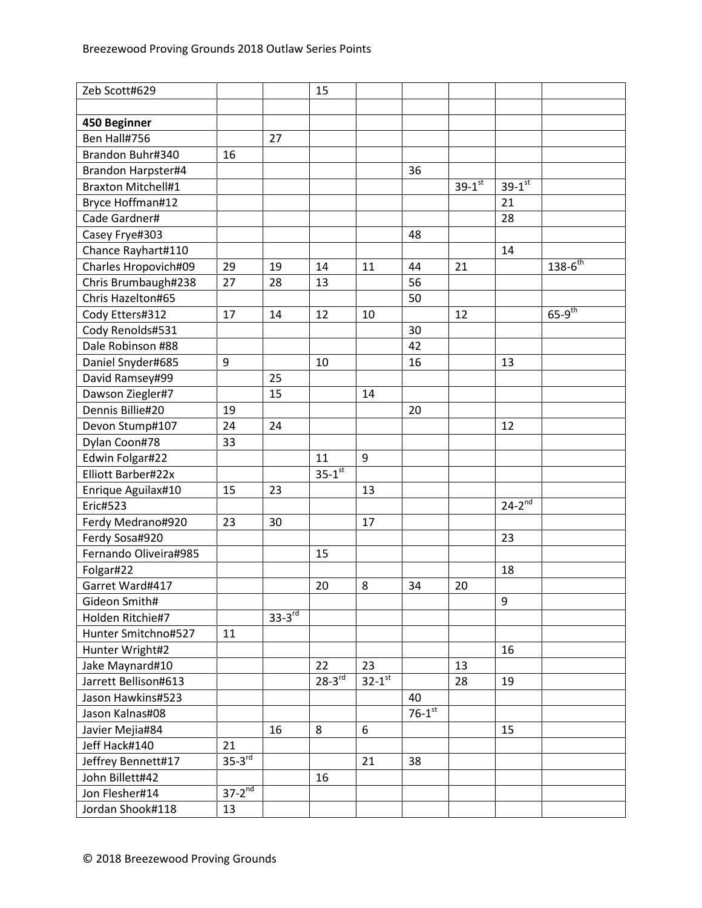| Zeb Scott#629 | | | 15 | | | | | |
|---|---|---|---|---|---|---|---|---|
| | | | | | | | | |
| **450 Beginner** | | | | | | | | |
| Ben Hall#756 | | 27 | | | | | | |
| Brandon Buhr#340 | 16 | | | | | | | |
| Brandon Harpster#4 | | | | | 36 | | | |
| Braxton Mitchell#1 | | | | | | 39-1st | 39-1st | |
| Bryce Hoffman#12 | | | | | | | 21 | |
| Cade Gardner# | | | | | | | 28 | |
| Casey Frye#303 | | | | | 48 | | | |
| Chance Rayhart#110 | | | | | | | 14 | |
| Charles Hropovich#09 | 29 | 19 | 14 | 11 | 44 | 21 | | 138-6th |
| Chris Brumbaugh#238 | 27 | 28 | 13 | | 56 | | | |
| Chris Hazelton#65 | | | | | 50 | | | |
| Cody Etters#312 | 17 | 14 | 12 | 10 | | 12 | | 65-9th |
| Cody Renolds#531 | | | | | 30 | | | |
| Dale Robinson #88 | | | | | 42 | | | |
| Daniel Snyder#685 | 9 | | 10 | | 16 | | 13 | |
| David Ramsey#99 | | 25 | | | | | | |
| Dawson Ziegler#7 | | 15 | | 14 | | | | |
| Dennis Billie#20 | 19 | | | | 20 | | | |
| Devon Stump#107 | 24 | 24 | | | | | 12 | |
| Dylan Coon#78 | 33 | | | | | | | |
| Edwin Folgar#22 | | | 11 | 9 | | | | |
| Elliott Barber#22x | | | 35-1st | | | | | |
| Enrique Aguilax#10 | 15 | 23 | | 13 | | | | |
| Eric#523 | | | | | | | 24-2nd | |
| Ferdy Medrano#920 | 23 | 30 | | 17 | | | | |
| Ferdy Sosa#920 | | | | | | | 23 | |
| Fernando Oliveira#985 | | | 15 | | | | | |
| Folgar#22 | | | | | | | 18 | |
| Garret Ward#417 | | | 20 | 8 | 34 | 20 | | |
| Gideon Smith# | | | | | | | 9 | |
| Holden Ritchie#7 | | 33-3rd | | | | | | |
| Hunter Smitchno#527 | 11 | | | | | | | |
| Hunter Wright#2 | | | | | | | 16 | |
| Jake Maynard#10 | | | 22 | 23 | | 13 | | |
| Jarrett Bellison#613 | | | 28-3rd | 32-1st | | 28 | 19 | |
| Jason Hawkins#523 | | | | | 40 | | | |
| Jason Kalnas#08 | | | | | 76-1st | | | |
| Javier Mejia#84 | | 16 | 8 | 6 | | | 15 | |
| Jeff Hack#140 | 21 | | | | | | | |
| Jeffrey Bennett#17 | 35-3rd | | | 21 | 38 | | | |
| John Billett#42 | | | 16 | | | | | |
| Jon Flesher#14 | 37-2nd | | | | | | | |
| Jordan Shook#118 | 13 | | | | | | | |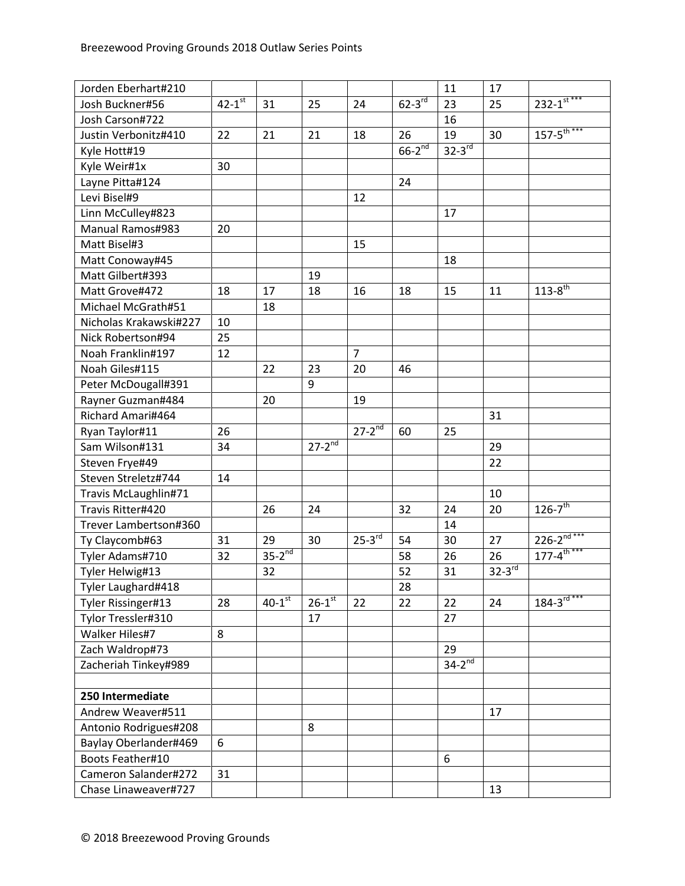| | | | | | | | | |
|---|---|---|---|---|---|---|---|---|
| Jorden Eberhart#210 | | | | | | 11 | 17 | |
| Josh Buckner#56 | 42-1st | 31 | 25 | 24 | 62-3rd | 23 | 25 | 232-1st *** |
| Josh Carson#722 | | | | | | 16 | | |
| Justin Verbonitz#410 | 22 | 21 | 21 | 18 | 26 | 19 | 30 | 157-5th *** |
| Kyle Hott#19 | | | | | 66-2nd | 32-3rd | | |
| Kyle Weir#1x | 30 | | | | | | | |
| Layne Pitta#124 | | | | | 24 | | | |
| Levi Bisel#9 | | | | 12 | | | | |
| Linn McCulley#823 | | | | | | 17 | | |
| Manual Ramos#983 | 20 | | | | | | | |
| Matt Bisel#3 | | | | 15 | | | | |
| Matt Conoway#45 | | | | | | 18 | | |
| Matt Gilbert#393 | | | 19 | | | | | |
| Matt Grove#472 | 18 | 17 | 18 | 16 | 18 | 15 | 11 | 113-8th |
| Michael McGrath#51 | | 18 | | | | | | |
| Nicholas Krakawski#227 | 10 | | | | | | | |
| Nick Robertson#94 | 25 | | | | | | | |
| Noah Franklin#197 | 12 | | | 7 | | | | |
| Noah Giles#115 | | 22 | 23 | 20 | 46 | | | |
| Peter McDougall#391 | | | 9 | | | | | |
| Rayner Guzman#484 | | 20 | | 19 | | | | |
| Richard Amari#464 | | | | | | | 31 | |
| Ryan Taylor#11 | 26 | | | 27-2nd | 60 | 25 | | |
| Sam Wilson#131 | 34 | | 27-2nd | | | | 29 | |
| Steven Frye#49 | | | | | | | 22 | |
| Steven Streletz#744 | 14 | | | | | | | |
| Travis McLaughlin#71 | | | | | | | 10 | |
| Travis Ritter#420 | | 26 | 24 | | 32 | 24 | 20 | 126-7th |
| Trever Lambertson#360 | | | | | | 14 | | |
| Ty Claycomb#63 | 31 | 29 | 30 | 25-3rd | 54 | 30 | 27 | 226-2nd *** |
| Tyler Adams#710 | 32 | 35-2nd | | | 58 | 26 | 26 | 177-4th *** |
| Tyler Helwig#13 | | 32 | | | 52 | 31 | 32-3rd | |
| Tyler Laughard#418 | | | | | 28 | | | |
| Tyler Rissinger#13 | 28 | 40-1st | 26-1st | 22 | 22 | 22 | 24 | 184-3rd *** |
| Tylor Tressler#310 | | | 17 | | | 27 | | |
| Walker Hiles#7 | 8 | | | | | | | |
| Zach Waldrop#73 | | | | | | 29 | | |
| Zacheriah Tinkey#989 | | | | | | 34-2nd | | |
| | | | | | | | | |
| **250 Intermediate** | | | | | | | | |
| Andrew Weaver#511 | | | | | | | 17 | |
| Antonio Rodrigues#208 | | | 8 | | | | | |
| Baylay Oberlander#469 | 6 | | | | | | | |
| Boots Feather#10 | | | | | | 6 | | |
| Cameron Salander#272 | 31 | | | | | | | |
| Chase Linaweaver#727 | | | | | | | 13 | |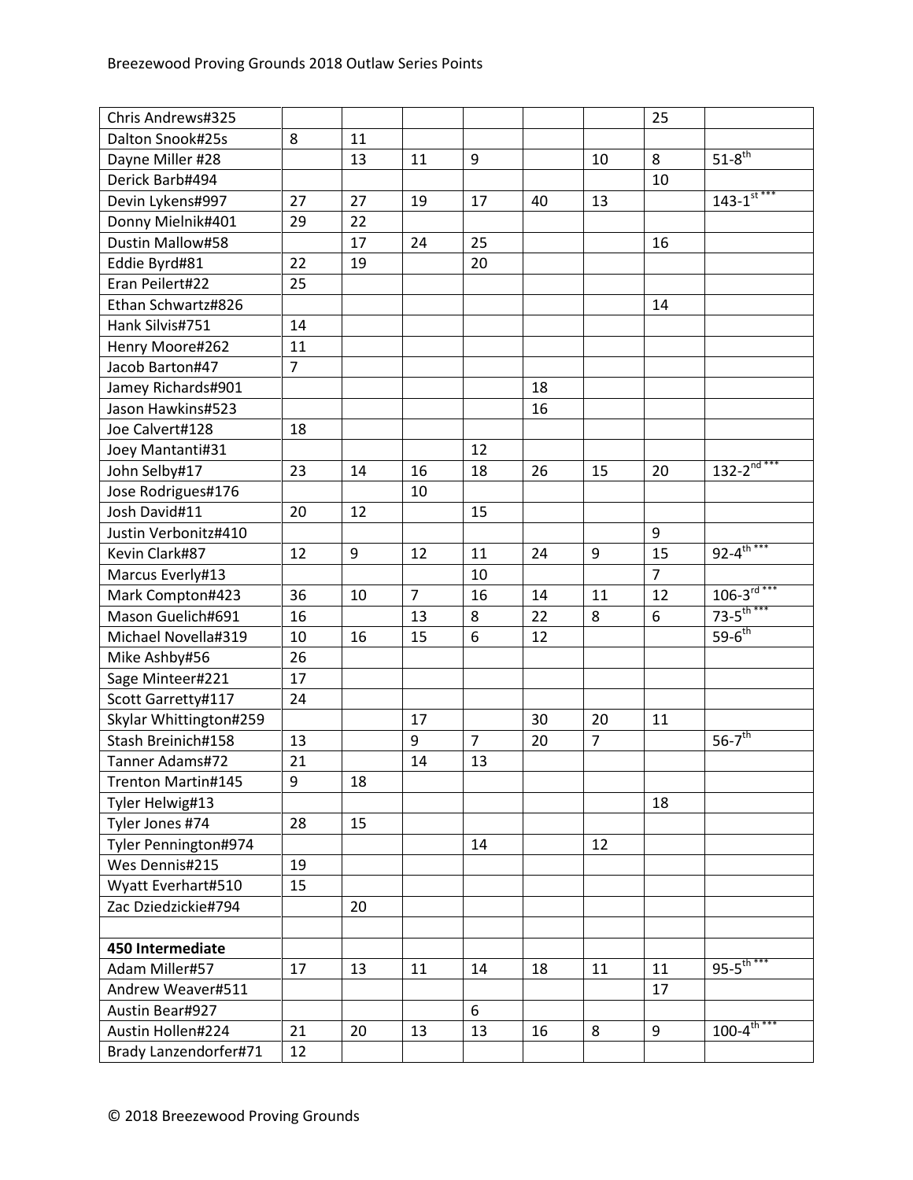| | | | | | | | | |
|---|---|---|---|---|---|---|---|---|
| Chris Andrews#325 | | | | | | | 25 | |
| Dalton Snook#25s | 8 | 11 | | | | | | |
| Dayne Miller #28 | | 13 | 11 | 9 | | 10 | 8 | 51-8th |
| Derick Barb#494 | | | | | | | 10 | |
| Devin Lykens#997 | 27 | 27 | 19 | 17 | 40 | 13 | | 143-1st *** |
| Donny Mielnik#401 | 29 | 22 | | | | | | |
| Dustin Mallow#58 | | 17 | 24 | 25 | | | 16 | |
| Eddie Byrd#81 | 22 | 19 | | 20 | | | | |
| Eran Peilert#22 | 25 | | | | | | | |
| Ethan Schwartz#826 | | | | | | | 14 | |
| Hank Silvis#751 | 14 | | | | | | | |
| Henry Moore#262 | 11 | | | | | | | |
| Jacob Barton#47 | 7 | | | | | | | |
| Jamey Richards#901 | | | | | 18 | | | |
| Jason Hawkins#523 | | | | | 16 | | | |
| Joe Calvert#128 | 18 | | | | | | | |
| Joey Mantanti#31 | | | | 12 | | | | |
| John Selby#17 | 23 | 14 | 16 | 18 | 26 | 15 | 20 | 132-2nd *** |
| Jose Rodrigues#176 | | | 10 | | | | | |
| Josh David#11 | 20 | 12 | | 15 | | | | |
| Justin Verbonitz#410 | | | | | | | 9 | |
| Kevin Clark#87 | 12 | 9 | 12 | 11 | 24 | 9 | 15 | 92-4th *** |
| Marcus Everly#13 | | | | 10 | | | 7 | |
| Mark Compton#423 | 36 | 10 | 7 | 16 | 14 | 11 | 12 | 106-3rd *** |
| Mason Guelich#691 | 16 | | 13 | 8 | 22 | 8 | 6 | 73-5th *** |
| Michael Novella#319 | 10 | 16 | 15 | 6 | 12 | | | 59-6th |
| Mike Ashby#56 | 26 | | | | | | | |
| Sage Minteer#221 | 17 | | | | | | | |
| Scott Garretty#117 | 24 | | | | | | | |
| Skylar Whittington#259 | | | 17 | | 30 | 20 | 11 | |
| Stash Breinich#158 | 13 | | 9 | 7 | 20 | 7 | | 56-7th |
| Tanner Adams#72 | 21 | | 14 | 13 | | | | |
| Trenton Martin#145 | 9 | 18 | | | | | | |
| Tyler Helwig#13 | | | | | | | 18 | |
| Tyler Jones #74 | 28 | 15 | | | | | | |
| Tyler Pennington#974 | | | | 14 | | 12 | | |
| Wes Dennis#215 | 19 | | | | | | | |
| Wyatt Everhart#510 | 15 | | | | | | | |
| Zac Dziedzickie#794 | | 20 | | | | | | |
| | | | | | | | | |
| **450 Intermediate** | | | | | | | | |
| Adam Miller#57 | 17 | 13 | 11 | 14 | 18 | 11 | 11 | 95-5th *** |
| Andrew Weaver#511 | | | | | | | 17 | |
| Austin Bear#927 | | | | 6 | | | | |
| Austin Hollen#224 | 21 | 20 | 13 | 13 | 16 | 8 | 9 | 100-4th *** |
| Brady Lanzendorfer#71 | 12 | | | | | | | |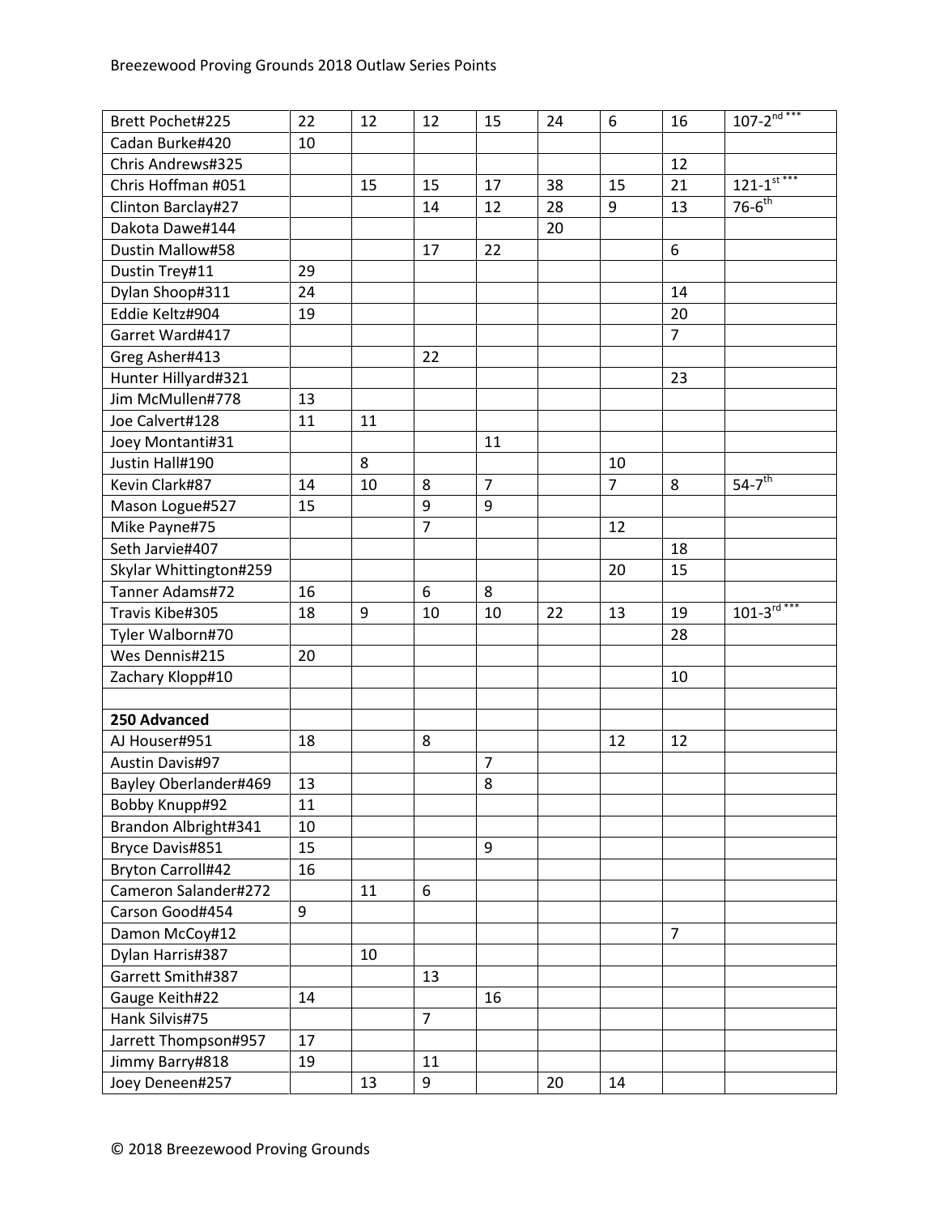| | | | | | | | | |
|---|---|---|---|---|---|---|---|---|
| Brett Pochet#225 | 22 | 12 | 12 | 15 | 24 | 6 | 16 | 107-2nd *** |
| Cadan Burke#420 | 10 | | | | | | | |
| Chris Andrews#325 | | | | | | | 12 | |
| Chris Hoffman #051 | | 15 | 15 | 17 | 38 | 15 | 21 | 121-1st *** |
| Clinton Barclay#27 | | | 14 | 12 | 28 | 9 | 13 | 76-6th |
| Dakota Dawe#144 | | | | | 20 | | | |
| Dustin Mallow#58 | | | 17 | 22 | | | 6 | |
| Dustin Trey#11 | 29 | | | | | | | |
| Dylan Shoop#311 | 24 | | | | | | 14 | |
| Eddie Keltz#904 | 19 | | | | | | 20 | |
| Garret Ward#417 | | | | | | | 7 | |
| Greg Asher#413 | | | 22 | | | | | |
| Hunter Hillyard#321 | | | | | | | 23 | |
| Jim McMullen#778 | 13 | | | | | | | |
| Joe Calvert#128 | 11 | 11 | | | | | | |
| Joey Montanti#31 | | | | 11 | | | | |
| Justin Hall#190 | | 8 | | | | 10 | | |
| Kevin Clark#87 | 14 | 10 | 8 | 7 | | 7 | 8 | 54-7th |
| Mason Logue#527 | 15 | | 9 | 9 | | | | |
| Mike Payne#75 | | | 7 | | | 12 | | |
| Seth Jarvie#407 | | | | | | | 18 | |
| Skylar Whittington#259 | | | | | | 20 | 15 | |
| Tanner Adams#72 | 16 | | 6 | 8 | | | | |
| Travis Kibe#305 | 18 | 9 | 10 | 10 | 22 | 13 | 19 | 101-3rd *** |
| Tyler Walborn#70 | | | | | | | 28 | |
| Wes Dennis#215 | 20 | | | | | | | |
| Zachary Klopp#10 | | | | | | | 10 | |
| | | | | | | | | |
| **250 Advanced** | | | | | | | | |
| AJ Houser#951 | 18 | | 8 | | | 12 | 12 | |
| Austin Davis#97 | | | | 7 | | | | |
| Bayley Oberlander#469 | 13 | | | 8 | | | | |
| Bobby Knupp#92 | 11 | | | | | | | |
| Brandon Albright#341 | 10 | | | | | | | |
| Bryce Davis#851 | 15 | | | 9 | | | | |
| Bryton Carroll#42 | 16 | | | | | | | |
| Cameron Salander#272 | | 11 | 6 | | | | | |
| Carson Good#454 | 9 | | | | | | | |
| Damon McCoy#12 | | | | | | | 7 | |
| Dylan Harris#387 | | 10 | | | | | | |
| Garrett Smith#387 | | | 13 | | | | | |
| Gauge Keith#22 | 14 | | | 16 | | | | |
| Hank Silvis#75 | | | 7 | | | | | |
| Jarrett Thompson#957 | 17 | | | | | | | |
| Jimmy Barry#818 | 19 | | 11 | | | | | |
| Joey Deneen#257 | | 13 | 9 | | 20 | 14 | | |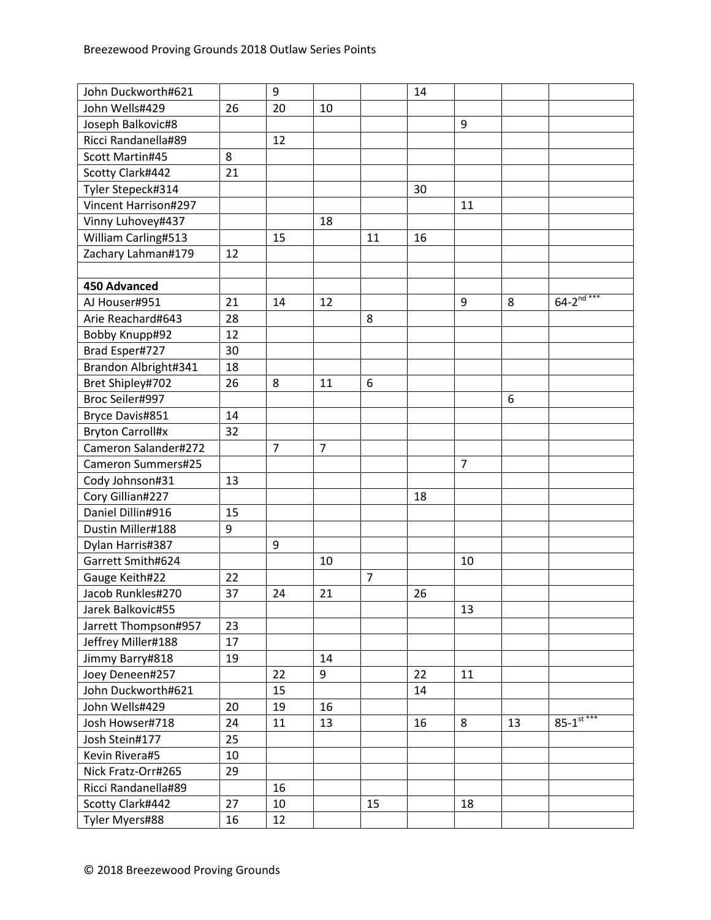Breezewood Proving Grounds 2018 Outlaw Series Points

| | | | | | | | | |
|---|---|---|---|---|---|---|---|---|
| John Duckworth#621 | | 9 | | | 14 | | | |
| John Wells#429 | 26 | 20 | 10 | | | | | |
| Joseph Balkovic#8 | | | | | | 9 | | |
| Ricci Randanella#89 | | 12 | | | | | | |
| Scott Martin#45 | 8 | | | | | | | |
| Scotty Clark#442 | 21 | | | | | | | |
| Tyler Stepeck#314 | | | | | 30 | | | |
| Vincent Harrison#297 | | | | | | 11 | | |
| Vinny Luhovey#437 | | | 18 | | | | | |
| William Carling#513 | | 15 | | 11 | 16 | | | |
| Zachary Lahman#179 | 12 | | | | | | | |
| | | | | | | | | |
| **450 Advanced** | | | | | | | | |
| AJ Houser#951 | 21 | 14 | 12 | | | 9 | 8 | 64-2nd *** |
| Arie Reachard#643 | 28 | | | 8 | | | | |
| Bobby Knupp#92 | 12 | | | | | | | |
| Brad Esper#727 | 30 | | | | | | | |
| Brandon Albright#341 | 18 | | | | | | | |
| Bret Shipley#702 | 26 | 8 | 11 | 6 | | | | |
| Broc Seiler#997 | | | | | | | 6 | |
| Bryce Davis#851 | 14 | | | | | | | |
| Bryton Carroll#x | 32 | | | | | | | |
| Cameron Salander#272 | | 7 | 7 | | | | | |
| Cameron Summers#25 | | | | | | 7 | | |
| Cody Johnson#31 | 13 | | | | | | | |
| Cory Gillian#227 | | | | | 18 | | | |
| Daniel Dillin#916 | 15 | | | | | | | |
| Dustin Miller#188 | 9 | | | | | | | |
| Dylan Harris#387 | | 9 | | | | | | |
| Garrett Smith#624 | | | 10 | | | 10 | | |
| Gauge Keith#22 | 22 | | | 7 | | | | |
| Jacob Runkles#270 | 37 | 24 | 21 | | 26 | | | |
| Jarek Balkovic#55 | | | | | | 13 | | |
| Jarrett Thompson#957 | 23 | | | | | | | |
| Jeffrey Miller#188 | 17 | | | | | | | |
| Jimmy Barry#818 | 19 | | 14 | | | | | |
| Joey Deneen#257 | | 22 | 9 | | 22 | 11 | | |
| John Duckworth#621 | | 15 | | | 14 | | | |
| John Wells#429 | 20 | 19 | 16 | | | | | |
| Josh Howser#718 | 24 | 11 | 13 | | 16 | 8 | 13 | 85-1st *** |
| Josh Stein#177 | 25 | | | | | | | |
| Kevin Rivera#5 | 10 | | | | | | | |
| Nick Fratz-Orr#265 | 29 | | | | | | | |
| Ricci Randanella#89 | | 16 | | | | | | |
| Scotty Clark#442 | 27 | 10 | | 15 | | 18 | | |
| Tyler Myers#88 | 16 | 12 | | | | | | |

© 2018 Breezewood Proving Grounds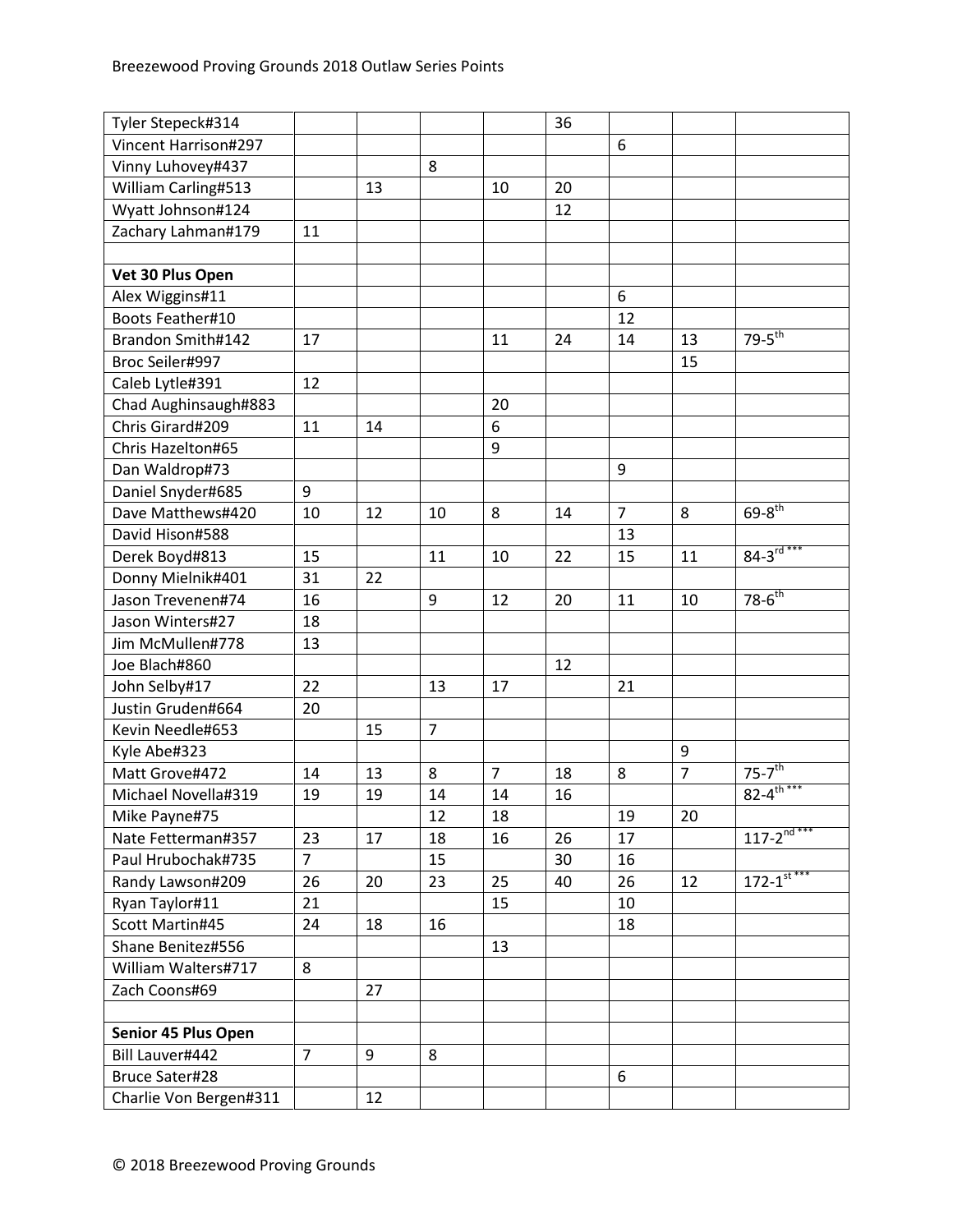| | | | | | | | | |
|---|---|---|---|---|---|---|---|---|
| Tyler Stepeck#314 | | | | | 36 | | | |
| Vincent Harrison#297 | | | | | | 6 | | |
| Vinny Luhovey#437 | | | 8 | | | | | |
| William Carling#513 | | 13 | | 10 | 20 | | | |
| Wyatt Johnson#124 | | | | | 12 | | | |
| Zachary Lahman#179 | 11 | | | | | | | |
| | | | | | | | | |
| **Vet 30 Plus Open** | | | | | | | | |
| Alex Wiggins#11 | | | | | | 6 | | |
| Boots Feather#10 | | | | | | 12 | | |
| Brandon Smith#142 | 17 | | | 11 | 24 | 14 | 13 | 79-5th |
| Broc Seiler#997 | | | | | | | 15 | |
| Caleb Lytle#391 | 12 | | | | | | | |
| Chad Aughinsaugh#883 | | | | 20 | | | | |
| Chris Girard#209 | 11 | 14 | | 6 | | | | |
| Chris Hazelton#65 | | | | 9 | | | | |
| Dan Waldrop#73 | | | | | | 9 | | |
| Daniel Snyder#685 | 9 | | | | | | | |
| Dave Matthews#420 | 10 | 12 | 10 | 8 | 14 | 7 | 8 | 69-8th |
| David Hison#588 | | | | | | 13 | | |
| Derek Boyd#813 | 15 | | 11 | 10 | 22 | 15 | 11 | 84-3rd *** |
| Donny Mielnik#401 | 31 | 22 | | | | | | |
| Jason Trevenen#74 | 16 | | 9 | 12 | 20 | 11 | 10 | 78-6th |
| Jason Winters#27 | 18 | | | | | | | |
| Jim McMullen#778 | 13 | | | | | | | |
| Joe Blach#860 | | | | | 12 | | | |
| John Selby#17 | 22 | | 13 | 17 | | 21 | | |
| Justin Gruden#664 | 20 | | | | | | | |
| Kevin Needle#653 | | 15 | 7 | | | | | |
| Kyle Abe#323 | | | | | | | 9 | |
| Matt Grove#472 | 14 | 13 | 8 | 7 | 18 | 8 | 7 | 75-7th |
| Michael Novella#319 | 19 | 19 | 14 | 14 | 16 | | | 82-4th *** |
| Mike Payne#75 | | | 12 | 18 | | 19 | 20 | |
| Nate Fetterman#357 | 23 | 17 | 18 | 16 | 26 | 17 | | 117-2nd *** |
| Paul Hrubochak#735 | 7 | | 15 | | 30 | 16 | | |
| Randy Lawson#209 | 26 | 20 | 23 | 25 | 40 | 26 | 12 | 172-1st *** |
| Ryan Taylor#11 | 21 | | | 15 | | 10 | | |
| Scott Martin#45 | 24 | 18 | 16 | | | 18 | | |
| Shane Benitez#556 | | | | 13 | | | | |
| William Walters#717 | 8 | | | | | | | |
| Zach Coons#69 | | 27 | | | | | | |
| | | | | | | | | |
| **Senior 45 Plus Open** | | | | | | | | |
| Bill Lauver#442 | 7 | 9 | 8 | | | | | |
| Bruce Sater#28 | | | | | | 6 | | |
| Charlie Von Bergen#311 | | 12 | | | | | | |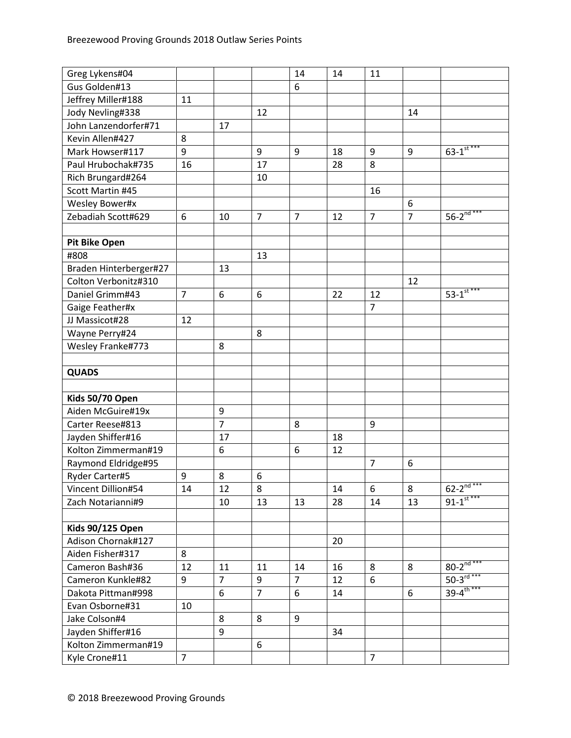| | | | | | | | | |
|---|---|---|---|---|---|---|---|---|
| Greg Lykens#04 | | | | 14 | 14 | 11 | | |
| Gus Golden#13 | | | | 6 | | | | |
| Jeffrey Miller#188 | 11 | | | | | | | |
| Jody Nevling#338 | | | 12 | | | | 14 | |
| John Lanzendorfer#71 | | 17 | | | | | | |
| Kevin Allen#427 | 8 | | | | | | | |
| Mark Howser#117 | 9 | | 9 | 9 | 18 | 9 | 9 | 63-1st *** |
| Paul Hrubochak#735 | 16 | | 17 | | 28 | 8 | | |
| Rich Brungard#264 | | | 10 | | | | | |
| Scott Martin #45 | | | | | | 16 | | |
| Wesley Bower#x | | | | | | | 6 | |
| Zebadiah Scott#629 | 6 | 10 | 7 | 7 | 12 | 7 | 7 | 56-2nd *** |
| | | | | | | | | |
| **Pit Bike Open** | | | | | | | | |
| #808 | | | 13 | | | | | |
| Braden Hinterberger#27 | | 13 | | | | | | |
| Colton Verbonitz#310 | | | | | | | 12 | |
| Daniel Grimm#43 | 7 | 6 | 6 | | 22 | 12 | | 53-1st *** |
| Gaige Feather#x | | | | | | 7 | | |
| JJ Massicot#28 | 12 | | | | | | | |
| Wayne Perry#24 | | | 8 | | | | | |
| Wesley Franke#773 | | 8 | | | | | | |
| | | | | | | | | |
| **QUADS** | | | | | | | | |
| | | | | | | | | |
| **Kids 50/70 Open** | | | | | | | | |
| Aiden McGuire#19x | | 9 | | | | | | |
| Carter Reese#813 | | 7 | | 8 | | 9 | | |
| Jayden Shiffer#16 | | 17 | | | 18 | | | |
| Kolton Zimmerman#19 | | 6 | | 6 | 12 | | | |
| Raymond Eldridge#95 | | | | | | 7 | 6 | |
| Ryder Carter#5 | 9 | 8 | 6 | | | | | |
| Vincent Dillion#54 | 14 | 12 | 8 | | 14 | 6 | 8 | 62-2nd *** |
| Zach Notarianni#9 | | 10 | 13 | 13 | 28 | 14 | 13 | 91-1st *** |
| | | | | | | | | |
| **Kids 90/125 Open** | | | | | | | | |
| Adison Chornak#127 | | | | | 20 | | | |
| Aiden Fisher#317 | 8 | | | | | | | |
| Cameron Bash#36 | 12 | 11 | 11 | 14 | 16 | 8 | 8 | 80-2nd *** |
| Cameron Kunkle#82 | 9 | 7 | 9 | 7 | 12 | 6 | | 50-3rd *** |
| Dakota Pittman#998 | | 6 | 7 | 6 | 14 | | 6 | 39-4th *** |
| Evan Osborne#31 | 10 | | | | | | | |
| Jake Colson#4 | | 8 | 8 | 9 | | | | |
| Jayden Shiffer#16 | | 9 | | | 34 | | | |
| Kolton Zimmerman#19 | | | 6 | | | | | |
| Kyle Crone#11 | 7 | | | | | 7 | | |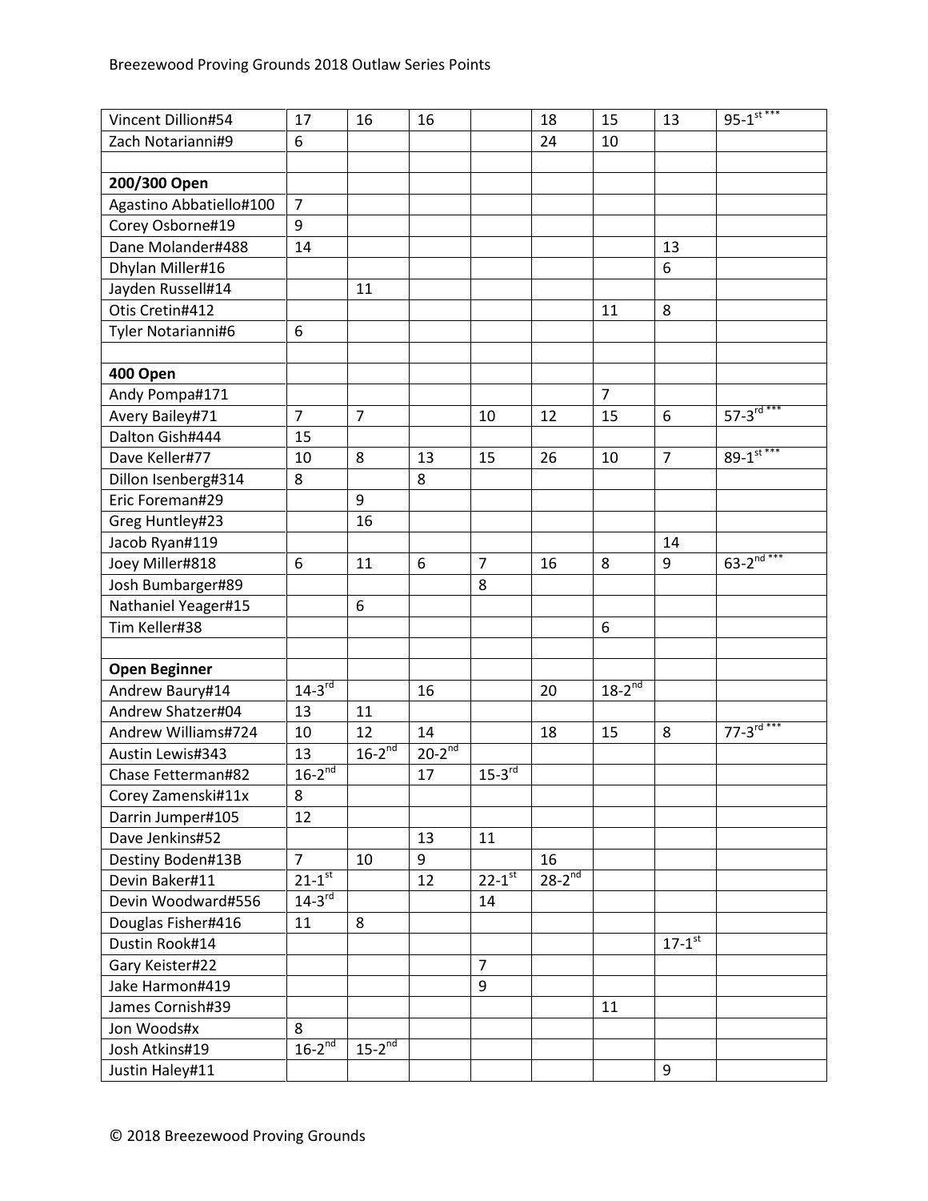Breezewood Proving Grounds 2018 Outlaw Series Points

| | | | | | | | | |
|---|---|---|---|---|---|---|---|---|
| Vincent Dillion#54 | 17 | 16 | 16 | | 18 | 15 | 13 | 95-1st *** |
| Zach Notarianni#9 | 6 | | | | 24 | 10 | | |
| | | | | | | | | |
| **200/300 Open** | | | | | | | | |
| Agastino Abbatiello#100 | 7 | | | | | | | |
| Corey Osborne#19 | 9 | | | | | | | |
| Dane Molander#488 | 14 | | | | | | 13 | |
| Dhylan Miller#16 | | | | | | | 6 | |
| Jayden Russell#14 | | 11 | | | | | | |
| Otis Cretin#412 | | | | | | 11 | 8 | |
| Tyler Notarianni#6 | 6 | | | | | | | |
| | | | | | | | | |
| **400 Open** | | | | | | | | |
| Andy Pompa#171 | | | | | | 7 | | |
| Avery Bailey#71 | 7 | 7 | | 10 | 12 | 15 | 6 | 57-3rd *** |
| Dalton Gish#444 | 15 | | | | | | | |
| Dave Keller#77 | 10 | 8 | 13 | 15 | 26 | 10 | 7 | 89-1st *** |
| Dillon Isenberg#314 | 8 | | 8 | | | | | |
| Eric Foreman#29 | | 9 | | | | | | |
| Greg Huntley#23 | | 16 | | | | | | |
| Jacob Ryan#119 | | | | | | | 14 | |
| Joey Miller#818 | 6 | 11 | 6 | 7 | 16 | 8 | 9 | 63-2nd *** |
| Josh Bumbarger#89 | | | | 8 | | | | |
| Nathaniel Yeager#15 | | 6 | | | | | | |
| Tim Keller#38 | | | | | | 6 | | |
| | | | | | | | | |
| **Open Beginner** | | | | | | | | |
| Andrew Baury#14 | 14-3rd | | 16 | | 20 | 18-2nd | | |
| Andrew Shatzer#04 | 13 | 11 | | | | | | |
| Andrew Williams#724 | 10 | 12 | 14 | | 18 | 15 | 8 | 77-3rd *** |
| Austin Lewis#343 | 13 | 16-2nd | 20-2nd | | | | | |
| Chase Fetterman#82 | 16-2nd | | 17 | 15-3rd | | | | |
| Corey Zamenski#11x | 8 | | | | | | | |
| Darrin Jumper#105 | 12 | | | | | | | |
| Dave Jenkins#52 | | | 13 | 11 | | | | |
| Destiny Boden#13B | 7 | 10 | 9 | | 16 | | | |
| Devin Baker#11 | 21-1st | | 12 | 22-1st | 28-2nd | | | |
| Devin Woodward#556 | 14-3rd | | | 14 | | | | |
| Douglas Fisher#416 | 11 | 8 | | | | | | |
| Dustin Rook#14 | | | | | | | 17-1st | |
| Gary Keister#22 | | | | 7 | | | | |
| Jake Harmon#419 | | | | 9 | | | | |
| James Cornish#39 | | | | | | 11 | | |
| Jon Woods#x | 8 | | | | | | | |
| Josh Atkins#19 | 16-2nd | 15-2nd | | | | | | |
| Justin Haley#11 | | | | | | | 9 | |

© 2018 Breezewood Proving Grounds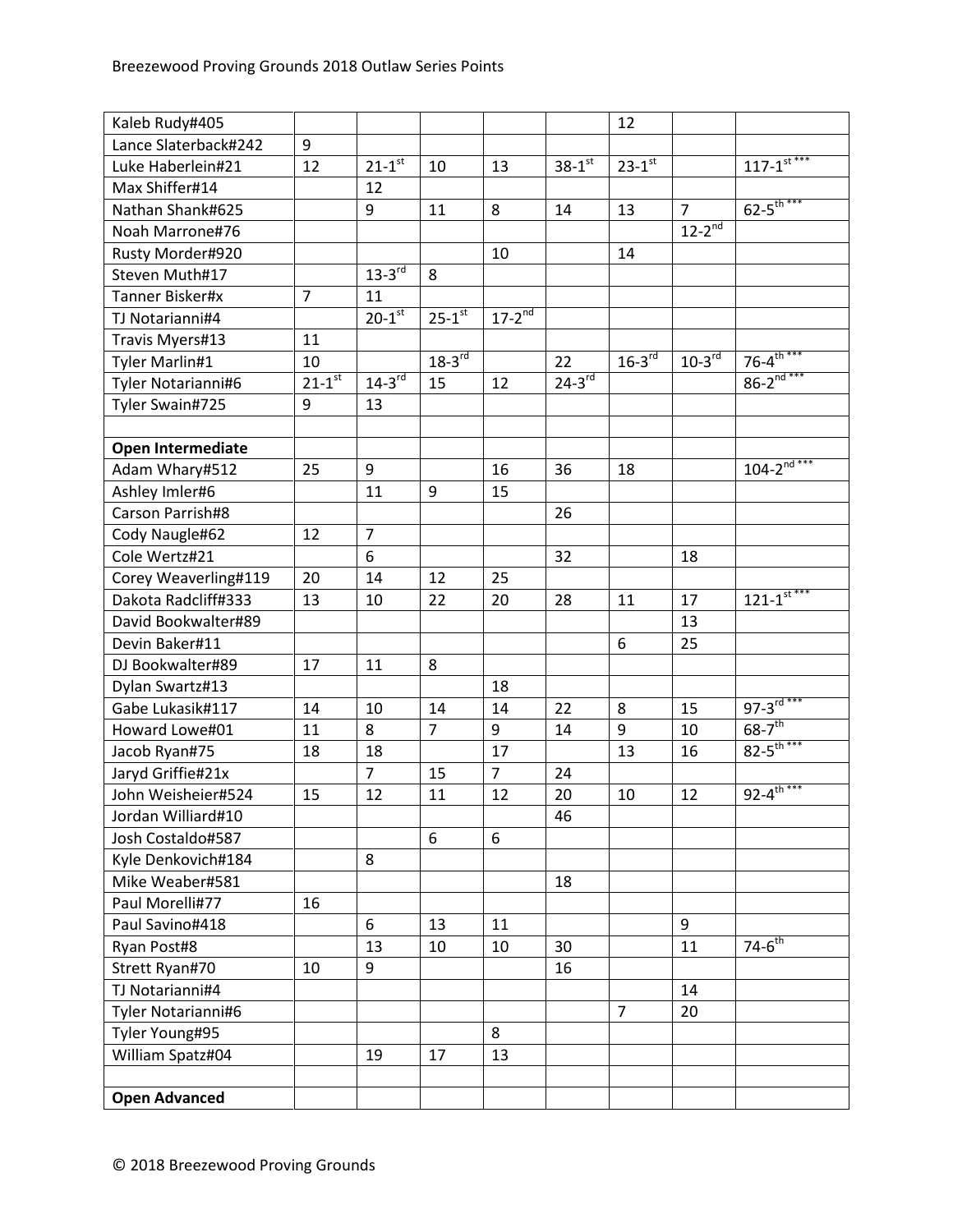| | | | | | | | | |
|---|---|---|---|---|---|---|---|---|
| Kaleb Rudy#405 | | | | | | 12 | | |
| Lance Slaterback#242 | 9 | | | | | | | |
| Luke Haberlein#21 | 12 | 21-1st | 10 | 13 | 38-1st | 23-1st | | 117-1st *** |
| Max Shiffer#14 | | 12 | | | | | | |
| Nathan Shank#625 | | 9 | 11 | 8 | 14 | 13 | 7 | 62-5th *** |
| Noah Marrone#76 | | | | | | | 12-2nd | |
| Rusty Morder#920 | | | | 10 | | 14 | | |
| Steven Muth#17 | | 13-3rd | 8 | | | | | |
| Tanner Bisker#x | 7 | 11 | | | | | | |
| TJ Notarianni#4 | | 20-1st | 25-1st | 17-2nd | | | | |
| Travis Myers#13 | 11 | | | | | | | |
| Tyler Marlin#1 | 10 | | 18-3rd | | 22 | 16-3rd | 10-3rd | 76-4th *** |
| Tyler Notarianni#6 | 21-1st | 14-3rd | 15 | 12 | 24-3rd | | | 86-2nd *** |
| Tyler Swain#725 | 9 | 13 | | | | | | |
| | | | | | | | | |
| **Open Intermediate** | | | | | | | | |
| Adam Whary#512 | 25 | 9 | | 16 | 36 | 18 | | 104-2nd *** |
| Ashley Imler#6 | | 11 | 9 | 15 | | | | |
| Carson Parrish#8 | | | | | 26 | | | |
| Cody Naugle#62 | 12 | 7 | | | | | | |
| Cole Wertz#21 | | 6 | | | 32 | | 18 | |
| Corey Weaverling#119 | 20 | 14 | 12 | 25 | | | | |
| Dakota Radcliff#333 | 13 | 10 | 22 | 20 | 28 | 11 | 17 | 121-1st *** |
| David Bookwalter#89 | | | | | | | 13 | |
| Devin Baker#11 | | | | | | 6 | 25 | |
| DJ Bookwalter#89 | 17 | 11 | 8 | | | | | |
| Dylan Swartz#13 | | | | 18 | | | | |
| Gabe Lukasik#117 | 14 | 10 | 14 | 14 | 22 | 8 | 15 | 97-3rd *** |
| Howard Lowe#01 | 11 | 8 | 7 | 9 | 14 | 9 | 10 | 68-7th |
| Jacob Ryan#75 | 18 | 18 | | 17 | | 13 | 16 | 82-5th *** |
| Jaryd Griffie#21x | | 7 | 15 | 7 | 24 | | | |
| John Weisheier#524 | 15 | 12 | 11 | 12 | 20 | 10 | 12 | 92-4th *** |
| Jordan Williard#10 | | | | | 46 | | | |
| Josh Costaldo#587 | | | 6 | 6 | | | | |
| Kyle Denkovich#184 | | 8 | | | | | | |
| Mike Weaber#581 | | | | | 18 | | | |
| Paul Morelli#77 | 16 | | | | | | | |
| Paul Savino#418 | | 6 | 13 | 11 | | | 9 | |
| Ryan Post#8 | | 13 | 10 | 10 | 30 | | 11 | 74-6th |
| Strett Ryan#70 | 10 | 9 | | | 16 | | | |
| TJ Notarianni#4 | | | | | | | 14 | |
| Tyler Notarianni#6 | | | | | | 7 | 20 | |
| Tyler Young#95 | | | | 8 | | | | |
| William Spatz#04 | | 19 | 17 | 13 | | | | |
| | | | | | | | | |
| **Open Advanced** | | | | | | | | |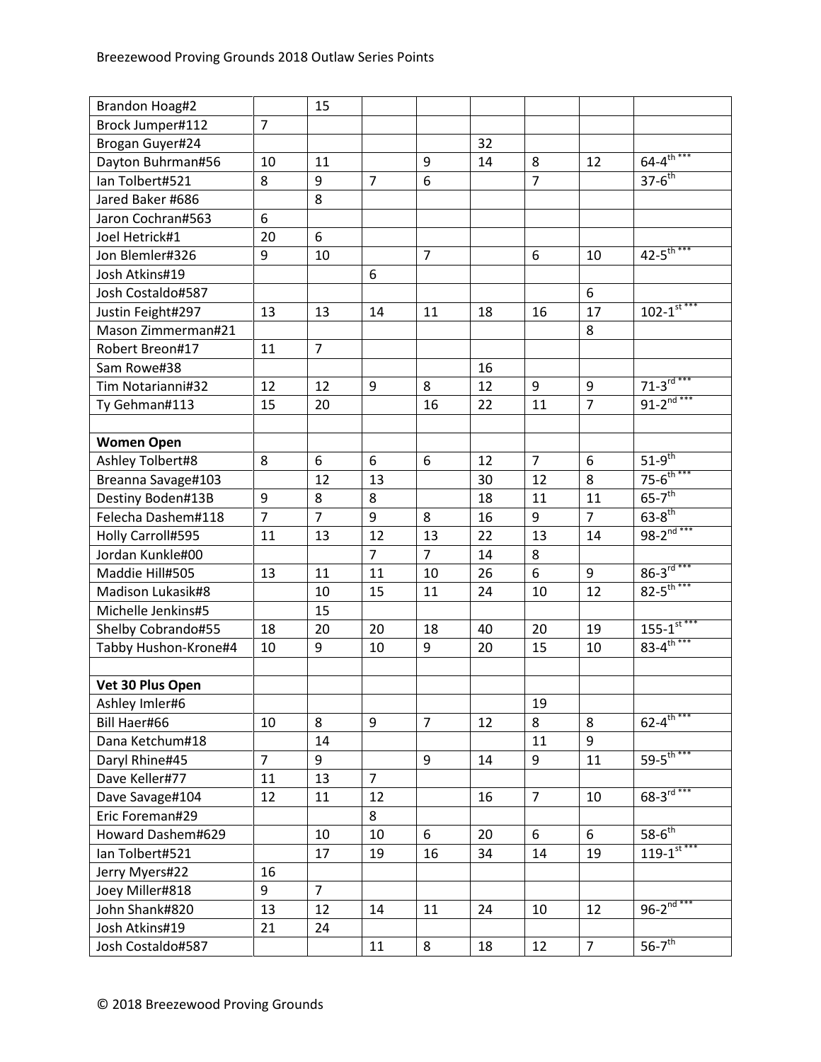| Brandon Hoag#2 | | 15 | | | | | | |
|---|---|---|---|---|---|---|---|---|
| Brock Jumper#112 | 7 | | | | | | | |
| Brogan Guyer#24 | | | | | 32 | | | |
| Dayton Buhrman#56 | 10 | 11 | | 9 | 14 | 8 | 12 | 64-4th *** |
| Ian Tolbert#521 | 8 | 9 | 7 | 6 | | 7 | | 37-6th |
| Jared Baker #686 | | 8 | | | | | | |
| Jaron Cochran#563 | 6 | | | | | | | |
| Joel Hetrick#1 | 20 | 6 | | | | | | |
| Jon Blemler#326 | 9 | 10 | | 7 | | 6 | 10 | 42-5th *** |
| Josh Atkins#19 | | | 6 | | | | | |
| Josh Costaldo#587 | | | | | | | 6 | |
| Justin Feight#297 | 13 | 13 | 14 | 11 | 18 | 16 | 17 | 102-1st *** |
| Mason Zimmerman#21 | | | | | | | 8 | |
| Robert Breon#17 | 11 | 7 | | | | | | |
| Sam Rowe#38 | | | | | 16 | | | |
| Tim Notarianni#32 | 12 | 12 | 9 | 8 | 12 | 9 | 9 | 71-3rd *** |
| Ty Gehman#113 | 15 | 20 | | 16 | 22 | 11 | 7 | 91-2nd *** |
| | | | | | | | | |
| **Women Open** | | | | | | | | |
| Ashley Tolbert#8 | 8 | 6 | 6 | 6 | 12 | 7 | 6 | 51-9th |
| Breanna Savage#103 | | 12 | 13 | | 30 | 12 | 8 | 75-6th *** |
| Destiny Boden#13B | 9 | 8 | 8 | | 18 | 11 | 11 | 65-7th |
| Felecha Dashem#118 | 7 | 7 | 9 | 8 | 16 | 9 | 7 | 63-8th |
| Holly Carroll#595 | 11 | 13 | 12 | 13 | 22 | 13 | 14 | 98-2nd *** |
| Jordan Kunkle#00 | | | 7 | 7 | 14 | 8 | | |
| Maddie Hill#505 | 13 | 11 | 11 | 10 | 26 | 6 | 9 | 86-3rd *** |
| Madison Lukasik#8 | | 10 | 15 | 11 | 24 | 10 | 12 | 82-5th *** |
| Michelle Jenkins#5 | | 15 | | | | | | |
| Shelby Cobrando#55 | 18 | 20 | 20 | 18 | 40 | 20 | 19 | 155-1st *** |
| Tabby Hushon-Krone#4 | 10 | 9 | 10 | 9 | 20 | 15 | 10 | 83-4th *** |
| | | | | | | | | |
| **Vet 30 Plus Open** | | | | | | | | |
| Ashley Imler#6 | | | | | | 19 | | |
| Bill Haer#66 | 10 | 8 | 9 | 7 | 12 | 8 | 8 | 62-4th *** |
| Dana Ketchum#18 | | 14 | | | | 11 | 9 | |
| Daryl Rhine#45 | 7 | 9 | | 9 | 14 | 9 | 11 | 59-5th *** |
| Dave Keller#77 | 11 | 13 | 7 | | | | | |
| Dave Savage#104 | 12 | 11 | 12 | | 16 | 7 | 10 | 68-3rd *** |
| Eric Foreman#29 | | | 8 | | | | | |
| Howard Dashem#629 | | 10 | 10 | 6 | 20 | 6 | 6 | 58-6th |
| Ian Tolbert#521 | | 17 | 19 | 16 | 34 | 14 | 19 | 119-1st *** |
| Jerry Myers#22 | 16 | | | | | | | |
| Joey Miller#818 | 9 | 7 | | | | | | |
| John Shank#820 | 13 | 12 | 14 | 11 | 24 | 10 | 12 | 96-2nd *** |
| Josh Atkins#19 | 21 | 24 | | | | | | |
| Josh Costaldo#587 | | | 11 | 8 | 18 | 12 | 7 | 56-7th |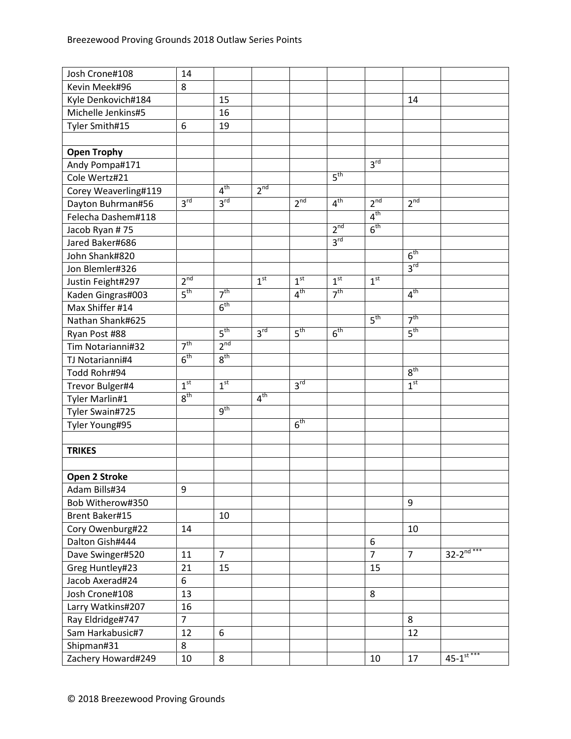| | | | | | | | | |
|---|---|---|---|---|---|---|---|---|
| Josh Crone#108 | 14 | | | | | | | |
| Kevin Meek#96 | 8 | | | | | | | |
| Kyle Denkovich#184 | | 15 | | | | | 14 | |
| Michelle Jenkins#5 | | 16 | | | | | | |
| Tyler Smith#15 | 6 | 19 | | | | | | |
| | | | | | | | | |
| **Open Trophy** | | | | | | | | |
| Andy Pompa#171 | | | | | | 3rd | | |
| Cole Wertz#21 | | | | | 5th | | | |
| Corey Weaverling#119 | | 4th | 2nd | | | | | |
| Dayton Buhrman#56 | 3rd | 3rd | | 2nd | 4th | 2nd | 2nd | |
| Felecha Dashem#118 | | | | | | 4th | | |
| Jacob Ryan # 75 | | | | | 2nd | 6th | | |
| Jared Baker#686 | | | | | 3rd | | | |
| John Shank#820 | | | | | | | 6th | |
| Jon Blemler#326 | | | | | | | 3rd | |
| Justin Feight#297 | 2nd | | 1st | 1st | 1st | 1st | | |
| Kaden Gingras#003 | 5th | 7th | | 4th | 7th | | 4th | |
| Max Shiffer #14 | | 6th | | | | | | |
| Nathan Shank#625 | | | | | | 5th | 7th | |
| Ryan Post #88 | | 5th | 3rd | 5th | 6th | | 5th | |
| Tim Notarianni#32 | 7th | 2nd | | | | | | |
| TJ Notarianni#4 | 6th | 8th | | | | | | |
| Todd Rohr#94 | | | | | | | 8th | |
| Trevor Bulger#4 | 1st | 1st | | 3rd | | | 1st | |
| Tyler Marlin#1 | 8th | | 4th | | | | | |
| Tyler Swain#725 | | 9th | | | | | | |
| Tyler Young#95 | | | | 6th | | | | |
| | | | | | | | | |
| **TRIKES** | | | | | | | | |
| | | | | | | | | |
| **Open 2 Stroke** | | | | | | | | |
| Adam Bills#34 | 9 | | | | | | | |
| Bob Witherow#350 | | | | | | | 9 | |
| Brent Baker#15 | | 10 | | | | | | |
| Cory Owenburg#22 | 14 | | | | | | 10 | |
| Dalton Gish#444 | | | | | | 6 | | |
| Dave Swinger#520 | 11 | 7 | | | | 7 | 7 | 32-2nd *** |
| Greg Huntley#23 | 21 | 15 | | | | 15 | | |
| Jacob Axerad#24 | 6 | | | | | | | |
| Josh Crone#108 | 13 | | | | | 8 | | |
| Larry Watkins#207 | 16 | | | | | | | |
| Ray Eldridge#747 | 7 | | | | | | 8 | |
| Sam Harkabusic#7 | 12 | 6 | | | | | 12 | |
| Shipman#31 | 8 | | | | | | | |
| Zachery Howard#249 | 10 | 8 | | | | 10 | 17 | 45-1st *** |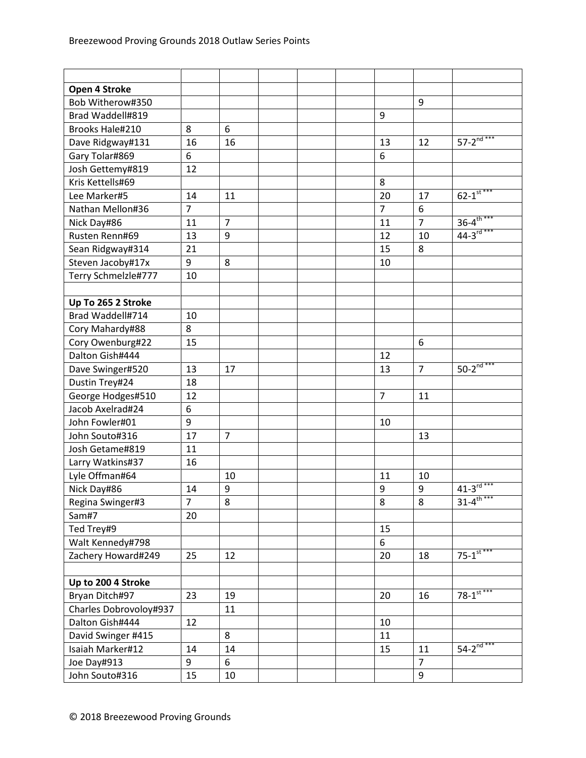Breezewood Proving Grounds 2018 Outlaw Series Points

| | | | | | | | | |
|---|---|---|---|---|---|---|---|---|
| **Open 4 Stroke** | | | | | | | | |
| Bob Witherow#350 | | | | | | | 9 | |
| Brad Waddell#819 | | | | | | 9 | | |
| Brooks Hale#210 | 8 | 6 | | | | | | |
| Dave Ridgway#131 | 16 | 16 | | | | 13 | 12 | 57-2nd *** |
| Gary Tolar#869 | 6 | | | | | 6 | | |
| Josh Gettemy#819 | 12 | | | | | | | |
| Kris Kettells#69 | | | | | | 8 | | |
| Lee Marker#5 | 14 | 11 | | | | 20 | 17 | 62-1st *** |
| Nathan Mellon#36 | 7 | | | | | 7 | 6 | |
| Nick Day#86 | 11 | 7 | | | | 11 | 7 | 36-4th *** |
| Rusten Renn#69 | 13 | 9 | | | | 12 | 10 | 44-3rd *** |
| Sean Ridgway#314 | 21 | | | | | 15 | 8 | |
| Steven Jacoby#17x | 9 | 8 | | | | 10 | | |
| Terry Schmelzle#777 | 10 | | | | | | | |
| | | | | | | | | |
| **Up To 265 2 Stroke** | | | | | | | | |
| Brad Waddell#714 | 10 | | | | | | | |
| Cory Mahardy#88 | 8 | | | | | | | |
| Cory Owenburg#22 | 15 | | | | | | 6 | |
| Dalton Gish#444 | | | | | | 12 | | |
| Dave Swinger#520 | 13 | 17 | | | | 13 | 7 | 50-2nd *** |
| Dustin Trey#24 | 18 | | | | | | | |
| George Hodges#510 | 12 | | | | | 7 | 11 | |
| Jacob Axelrad#24 | 6 | | | | | | | |
| John Fowler#01 | 9 | | | | | 10 | | |
| John Souto#316 | 17 | 7 | | | | | 13 | |
| Josh Getame#819 | 11 | | | | | | | |
| Larry Watkins#37 | 16 | | | | | | | |
| Lyle Offman#64 | | 10 | | | | 11 | 10 | |
| Nick Day#86 | 14 | 9 | | | | 9 | 9 | 41-3rd *** |
| Regina Swinger#3 | 7 | 8 | | | | 8 | 8 | 31-4th *** |
| Sam#7 | 20 | | | | | | | |
| Ted Trey#9 | | | | | | 15 | | |
| Walt Kennedy#798 | | | | | | 6 | | |
| Zachery Howard#249 | 25 | 12 | | | | 20 | 18 | 75-1st *** |
| | | | | | | | | |
| **Up to 200 4 Stroke** | | | | | | | | |
| Bryan Ditch#97 | 23 | 19 | | | | 20 | 16 | 78-1st *** |
| Charles Dobrovoloy#937 | | 11 | | | | | | |
| Dalton Gish#444 | 12 | | | | | 10 | | |
| David Swinger #415 | | 8 | | | | 11 | | |
| Isaiah Marker#12 | 14 | 14 | | | | 15 | 11 | 54-2nd *** |
| Joe Day#913 | 9 | 6 | | | | | 7 | |
| John Souto#316 | 15 | 10 | | | | | 9 | |

© 2018 Breezewood Proving Grounds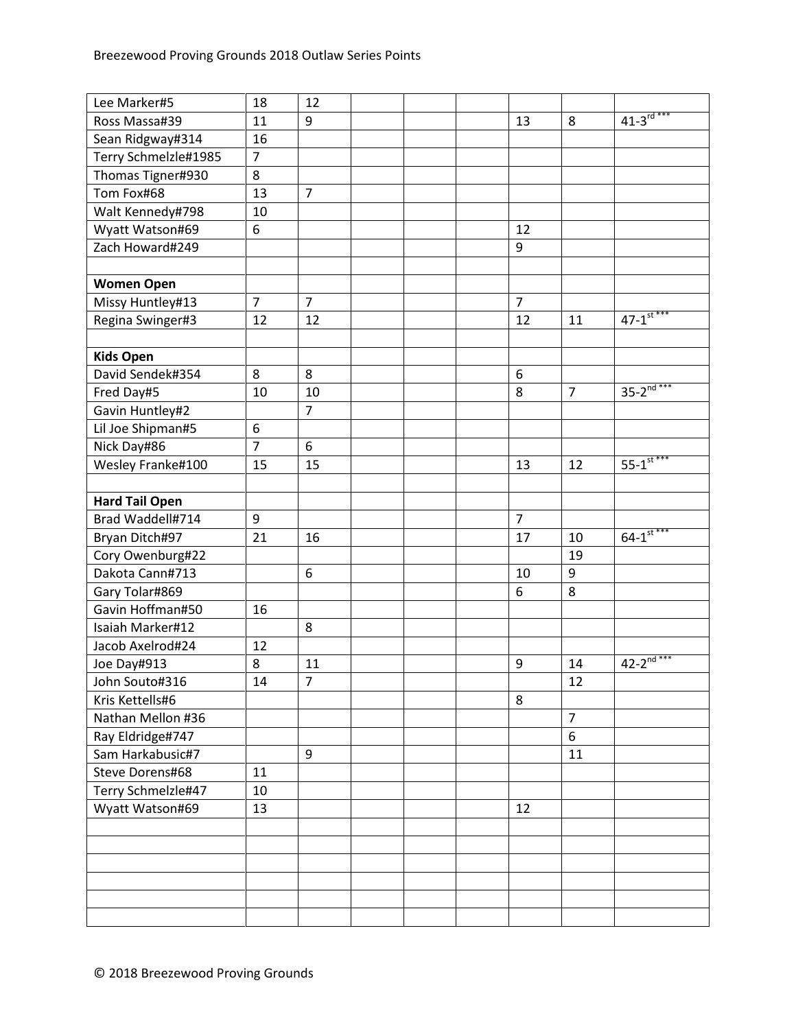| | | | | | | | | |
|---|---|---|---|---|---|---|---|---|
| Lee Marker#5 | 18 | 12 | | | | | | |
| Ross Massa#39 | 11 | 9 | | | | 13 | 8 | 41-3rd *** |
| Sean Ridgway#314 | 16 | | | | | | | |
| Terry Schmelzle#1985 | 7 | | | | | | | |
| Thomas Tigner#930 | 8 | | | | | | | |
| Tom Fox#68 | 13 | 7 | | | | | | |
| Walt Kennedy#798 | 10 | | | | | | | |
| Wyatt Watson#69 | 6 | | | | | 12 | | |
| Zach Howard#249 | | | | | | 9 | | |
| | | | | | | | | |
| **Women Open** | | | | | | | | |
| Missy Huntley#13 | 7 | 7 | | | | 7 | | |
| Regina Swinger#3 | 12 | 12 | | | | 12 | 11 | 47-1st *** |
| | | | | | | | | |
| **Kids Open** | | | | | | | | |
| David Sendek#354 | 8 | 8 | | | | 6 | | |
| Fred Day#5 | 10 | 10 | | | | 8 | 7 | 35-2nd *** |
| Gavin Huntley#2 | | 7 | | | | | | |
| Lil Joe Shipman#5 | 6 | | | | | | | |
| Nick Day#86 | 7 | 6 | | | | | | |
| Wesley Franke#100 | 15 | 15 | | | | 13 | 12 | 55-1st *** |
| | | | | | | | | |
| **Hard Tail Open** | | | | | | | | |
| Brad Waddell#714 | 9 | | | | | 7 | | |
| Bryan Ditch#97 | 21 | 16 | | | | 17 | 10 | 64-1st *** |
| Cory Owenburg#22 | | | | | | | 19 | |
| Dakota Cann#713 | | 6 | | | | 10 | 9 | |
| Gary Tolar#869 | | | | | | 6 | 8 | |
| Gavin Hoffman#50 | 16 | | | | | | | |
| Isaiah Marker#12 | | 8 | | | | | | |
| Jacob Axelrod#24 | 12 | | | | | | | |
| Joe Day#913 | 8 | 11 | | | | 9 | 14 | 42-2nd *** |
| John Souto#316 | 14 | 7 | | | | | 12 | |
| Kris Kettells#6 | | | | | | 8 | | |
| Nathan Mellon #36 | | | | | | | 7 | |
| Ray Eldridge#747 | | | | | | | 6 | |
| Sam Harkabusic#7 | | 9 | | | | | 11 | |
| Steve Dorens#68 | 11 | | | | | | | |
| Terry Schmelzle#47 | 10 | | | | | | | |
| Wyatt Watson#69 | 13 | | | | | 12 | | |
| | | | | | | | | |
| | | | | | | | | |
| | | | | | | | | |
| | | | | | | | | |
| | | | | | | | | |
| | | | | | | | | |

© 2018 Breezewood Proving Grounds